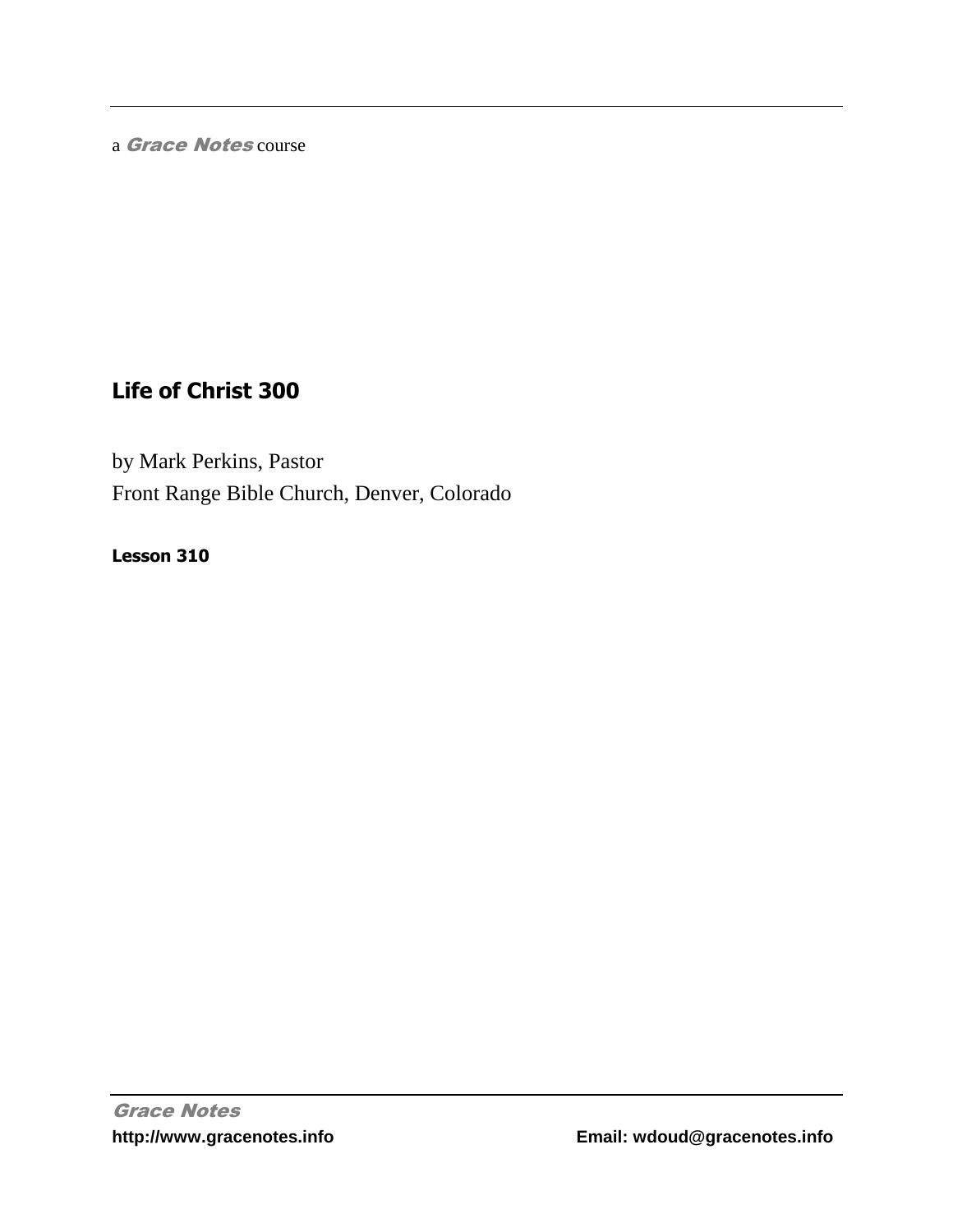a *Grace Notes* course

# Life of Christ 300

by Mark Perkins, Pastor
Front Range Bible Church, Denver, Colorado

**Lesson 310**

*Grace Notes*
**http://www.gracenotes.info** **Email: wdoud@gracenotes.info**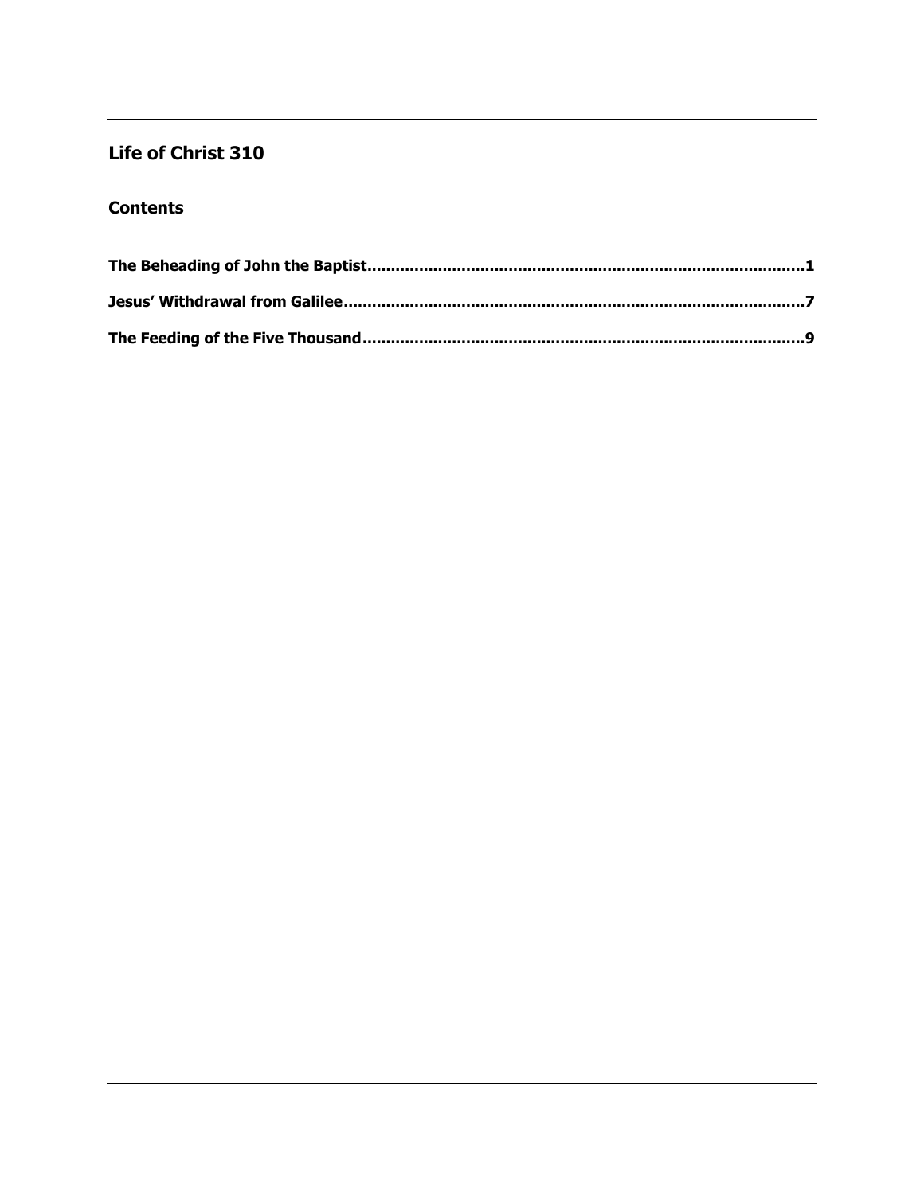## Life of Christ 310

### Contents

**The Beheading of John the Baptist......................................................................................1**

**Jesus' Withdrawal from Galilee..........................................................................................7**

**The Feeding of the Five Thousand.....................................................................................9**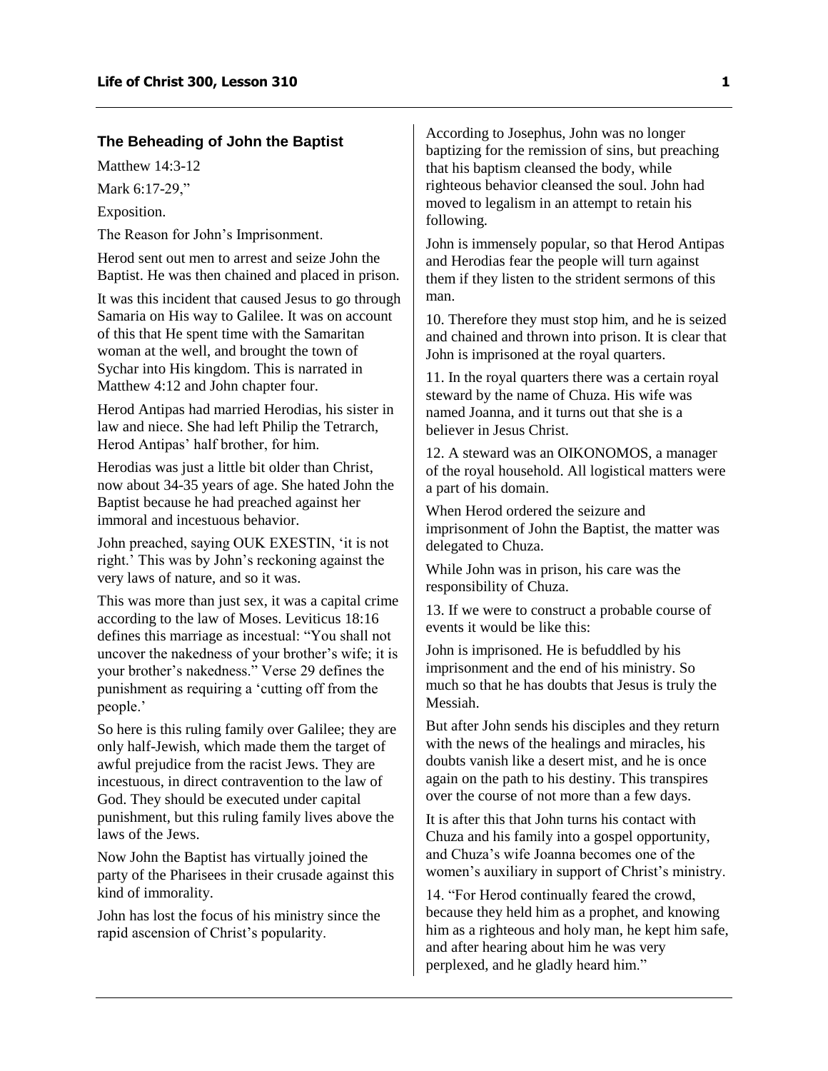### The Beheading of John the Baptist

Matthew 14:3-12

Mark 6:17-29,"

Exposition.

The Reason for John's Imprisonment.

Herod sent out men to arrest and seize John the Baptist. He was then chained and placed in prison.

It was this incident that caused Jesus to go through Samaria on His way to Galilee. It was on account of this that He spent time with the Samaritan woman at the well, and brought the town of Sychar into His kingdom. This is narrated in Matthew 4:12 and John chapter four.

Herod Antipas had married Herodias, his sister in law and niece. She had left Philip the Tetrarch, Herod Antipas' half brother, for him.

Herodias was just a little bit older than Christ, now about 34-35 years of age. She hated John the Baptist because he had preached against her immoral and incestuous behavior.

John preached, saying OUK EXESTIN, 'it is not right.' This was by John's reckoning against the very laws of nature, and so it was.

This was more than just sex, it was a capital crime according to the law of Moses. Leviticus 18:16 defines this marriage as incestual: "You shall not uncover the nakedness of your brother's wife; it is your brother's nakedness." Verse 29 defines the punishment as requiring a 'cutting off from the people.'

So here is this ruling family over Galilee; they are only half-Jewish, which made them the target of awful prejudice from the racist Jews. They are incestuous, in direct contravention to the law of God. They should be executed under capital punishment, but this ruling family lives above the laws of the Jews.

Now John the Baptist has virtually joined the party of the Pharisees in their crusade against this kind of immorality.

John has lost the focus of his ministry since the rapid ascension of Christ's popularity.

According to Josephus, John was no longer baptizing for the remission of sins, but preaching that his baptism cleansed the body, while righteous behavior cleansed the soul. John had moved to legalism in an attempt to retain his following.

John is immensely popular, so that Herod Antipas and Herodias fear the people will turn against them if they listen to the strident sermons of this man.

10. Therefore they must stop him, and he is seized and chained and thrown into prison. It is clear that John is imprisoned at the royal quarters.

11. In the royal quarters there was a certain royal steward by the name of Chuza. His wife was named Joanna, and it turns out that she is a believer in Jesus Christ.

12. A steward was an OIKONOMOS, a manager of the royal household. All logistical matters were a part of his domain.

When Herod ordered the seizure and imprisonment of John the Baptist, the matter was delegated to Chuza.

While John was in prison, his care was the responsibility of Chuza.

13. If we were to construct a probable course of events it would be like this:

John is imprisoned. He is befuddled by his imprisonment and the end of his ministry. So much so that he has doubts that Jesus is truly the Messiah.

But after John sends his disciples and they return with the news of the healings and miracles, his doubts vanish like a desert mist, and he is once again on the path to his destiny. This transpires over the course of not more than a few days.

It is after this that John turns his contact with Chuza and his family into a gospel opportunity, and Chuza's wife Joanna becomes one of the women's auxiliary in support of Christ's ministry.

14. "For Herod continually feared the crowd, because they held him as a prophet, and knowing him as a righteous and holy man, he kept him safe, and after hearing about him he was very perplexed, and he gladly heard him."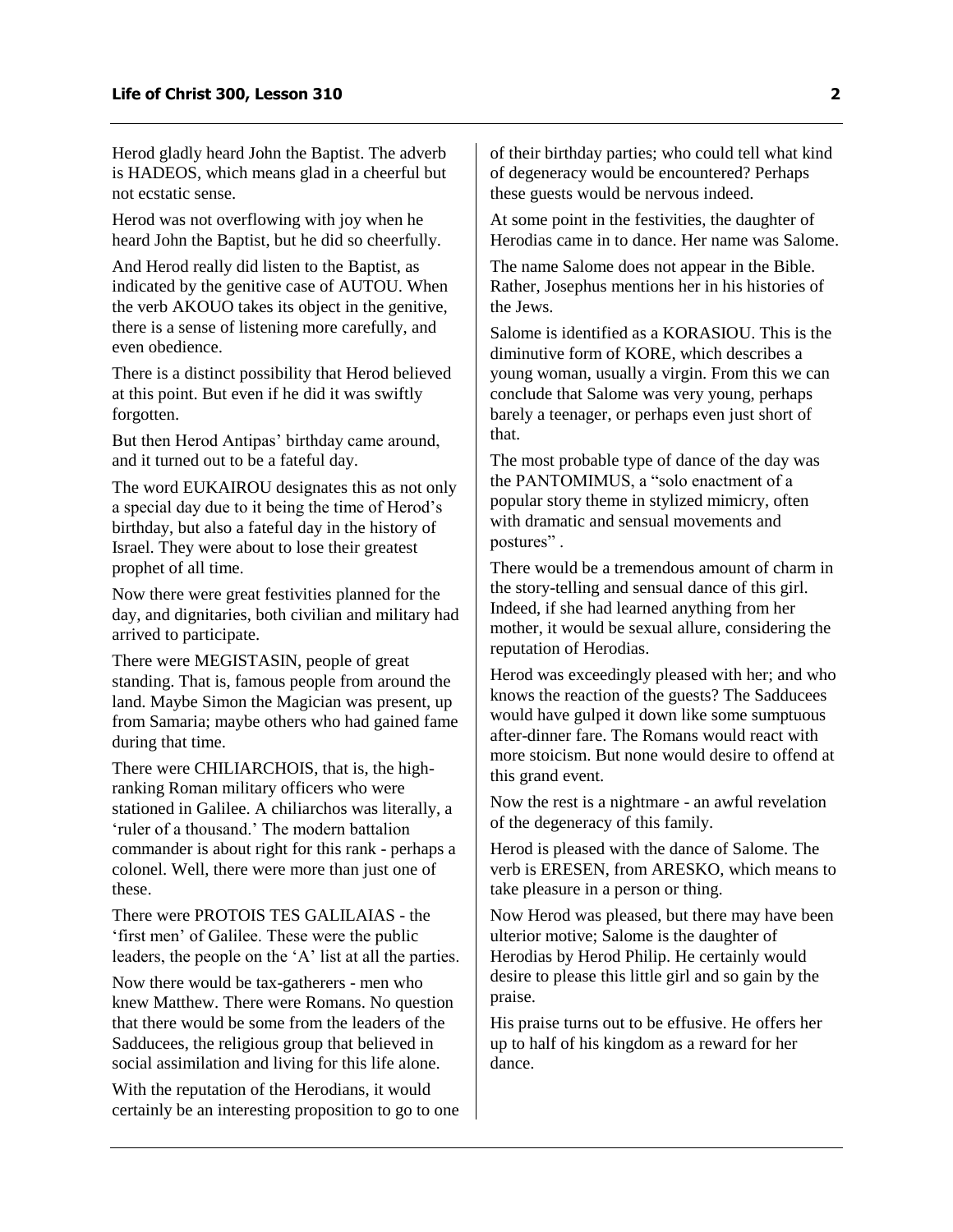Herod gladly heard John the Baptist. The adverb is HADEOS, which means glad in a cheerful but not ecstatic sense.

Herod was not overflowing with joy when he heard John the Baptist, but he did so cheerfully.

And Herod really did listen to the Baptist, as indicated by the genitive case of AUTOU. When the verb AKOUO takes its object in the genitive, there is a sense of listening more carefully, and even obedience.

There is a distinct possibility that Herod believed at this point. But even if he did it was swiftly forgotten.

But then Herod Antipas' birthday came around, and it turned out to be a fateful day.

The word EUKAIROU designates this as not only a special day due to it being the time of Herod's birthday, but also a fateful day in the history of Israel. They were about to lose their greatest prophet of all time.

Now there were great festivities planned for the day, and dignitaries, both civilian and military had arrived to participate.

There were MEGISTASIN, people of great standing. That is, famous people from around the land. Maybe Simon the Magician was present, up from Samaria; maybe others who had gained fame during that time.

There were CHILIARCHOIS, that is, the high-ranking Roman military officers who were stationed in Galilee. A chiliarchos was literally, a 'ruler of a thousand.' The modern battalion commander is about right for this rank - perhaps a colonel. Well, there were more than just one of these.

There were PROTOIS TES GALILAIAS - the 'first men' of Galilee. These were the public leaders, the people on the 'A' list at all the parties.

Now there would be tax-gatherers - men who knew Matthew. There were Romans. No question that there would be some from the leaders of the Sadducees, the religious group that believed in social assimilation and living for this life alone.

With the reputation of the Herodians, it would certainly be an interesting proposition to go to one of their birthday parties; who could tell what kind of degeneracy would be encountered? Perhaps these guests would be nervous indeed.

At some point in the festivities, the daughter of Herodias came in to dance. Her name was Salome.

The name Salome does not appear in the Bible. Rather, Josephus mentions her in his histories of the Jews.

Salome is identified as a KORASIOU. This is the diminutive form of KORE, which describes a young woman, usually a virgin. From this we can conclude that Salome was very young, perhaps barely a teenager, or perhaps even just short of that.

The most probable type of dance of the day was the PANTOMIMUS, a "solo enactment of a popular story theme in stylized mimicry, often with dramatic and sensual movements and postures" .

There would be a tremendous amount of charm in the story-telling and sensual dance of this girl. Indeed, if she had learned anything from her mother, it would be sexual allure, considering the reputation of Herodias.

Herod was exceedingly pleased with her; and who knows the reaction of the guests? The Sadducees would have gulped it down like some sumptuous after-dinner fare. The Romans would react with more stoicism. But none would desire to offend at this grand event.

Now the rest is a nightmare - an awful revelation of the degeneracy of this family.

Herod is pleased with the dance of Salome. The verb is ERESEN, from ARESKO, which means to take pleasure in a person or thing.

Now Herod was pleased, but there may have been ulterior motive; Salome is the daughter of Herodias by Herod Philip. He certainly would desire to please this little girl and so gain by the praise.

His praise turns out to be effusive. He offers her up to half of his kingdom as a reward for her dance.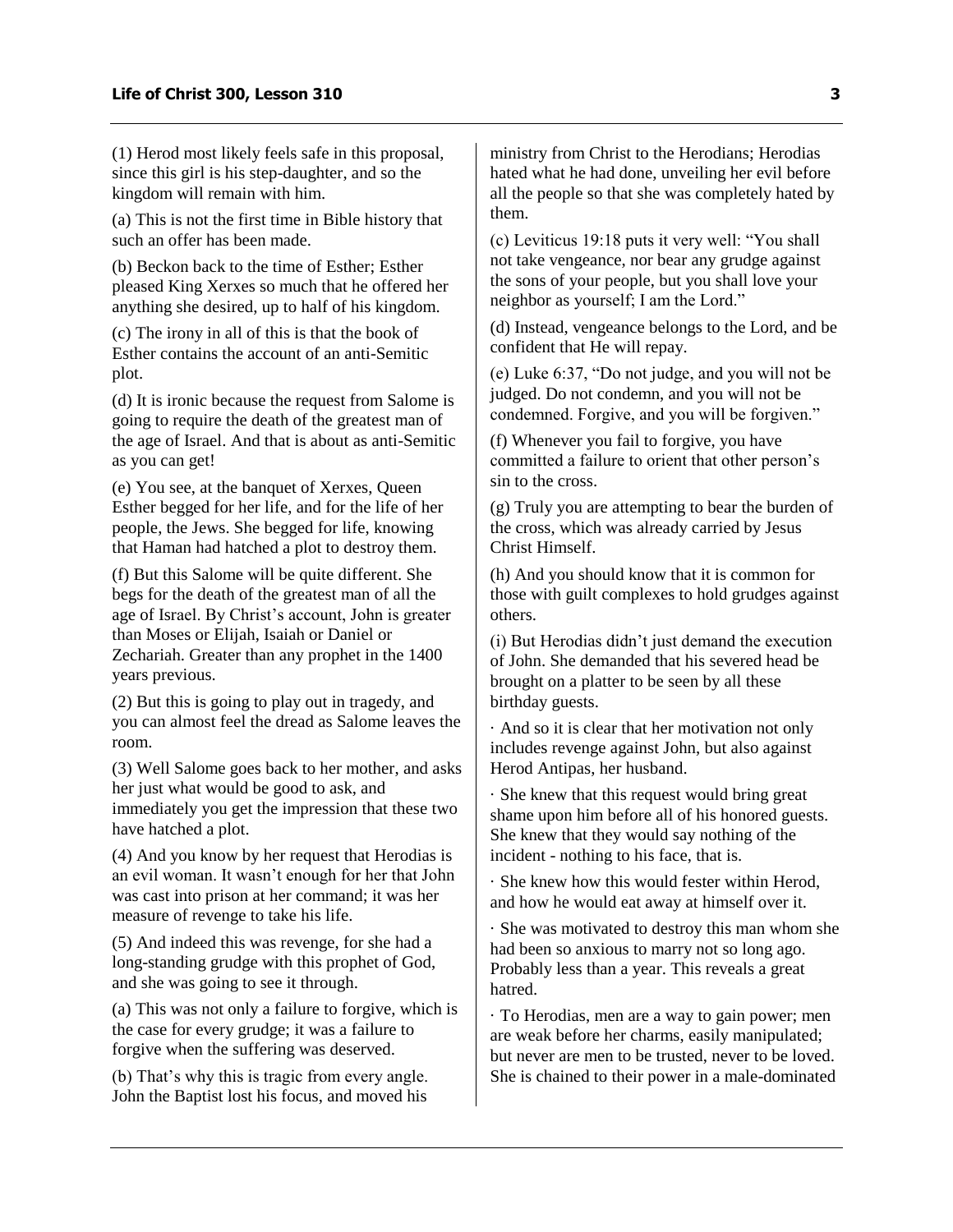(1) Herod most likely feels safe in this proposal, since this girl is his step-daughter, and so the kingdom will remain with him.

(a) This is not the first time in Bible history that such an offer has been made.

(b) Beckon back to the time of Esther; Esther pleased King Xerxes so much that he offered her anything she desired, up to half of his kingdom.

(c) The irony in all of this is that the book of Esther contains the account of an anti-Semitic plot.

(d) It is ironic because the request from Salome is going to require the death of the greatest man of the age of Israel. And that is about as anti-Semitic as you can get!

(e) You see, at the banquet of Xerxes, Queen Esther begged for her life, and for the life of her people, the Jews. She begged for life, knowing that Haman had hatched a plot to destroy them.

(f) But this Salome will be quite different. She begs for the death of the greatest man of all the age of Israel. By Christ's account, John is greater than Moses or Elijah, Isaiah or Daniel or Zechariah. Greater than any prophet in the 1400 years previous.

(2) But this is going to play out in tragedy, and you can almost feel the dread as Salome leaves the room.

(3) Well Salome goes back to her mother, and asks her just what would be good to ask, and immediately you get the impression that these two have hatched a plot.

(4) And you know by her request that Herodias is an evil woman. It wasn't enough for her that John was cast into prison at her command; it was her measure of revenge to take his life.

(5) And indeed this was revenge, for she had a long-standing grudge with this prophet of God, and she was going to see it through.

(a) This was not only a failure to forgive, which is the case for every grudge; it was a failure to forgive when the suffering was deserved.

(b) That's why this is tragic from every angle. John the Baptist lost his focus, and moved his ministry from Christ to the Herodians; Herodias hated what he had done, unveiling her evil before all the people so that she was completely hated by them.

(c) Leviticus 19:18 puts it very well: "You shall not take vengeance, nor bear any grudge against the sons of your people, but you shall love your neighbor as yourself; I am the Lord."

(d) Instead, vengeance belongs to the Lord, and be confident that He will repay.

(e) Luke 6:37, "Do not judge, and you will not be judged. Do not condemn, and you will not be condemned. Forgive, and you will be forgiven."

(f) Whenever you fail to forgive, you have committed a failure to orient that other person's sin to the cross.

(g) Truly you are attempting to bear the burden of the cross, which was already carried by Jesus Christ Himself.

(h) And you should know that it is common for those with guilt complexes to hold grudges against others.

(i) But Herodias didn't just demand the execution of John. She demanded that his severed head be brought on a platter to be seen by all these birthday guests.

- And so it is clear that her motivation not only includes revenge against John, but also against Herod Antipas, her husband.
- She knew that this request would bring great shame upon him before all of his honored guests. She knew that they would say nothing of the incident - nothing to his face, that is.
- She knew how this would fester within Herod, and how he would eat away at himself over it.
- She was motivated to destroy this man whom she had been so anxious to marry not so long ago. Probably less than a year. This reveals a great hatred.
- To Herodias, men are a way to gain power; men are weak before her charms, easily manipulated; but never are men to be trusted, never to be loved. She is chained to their power in a male-dominated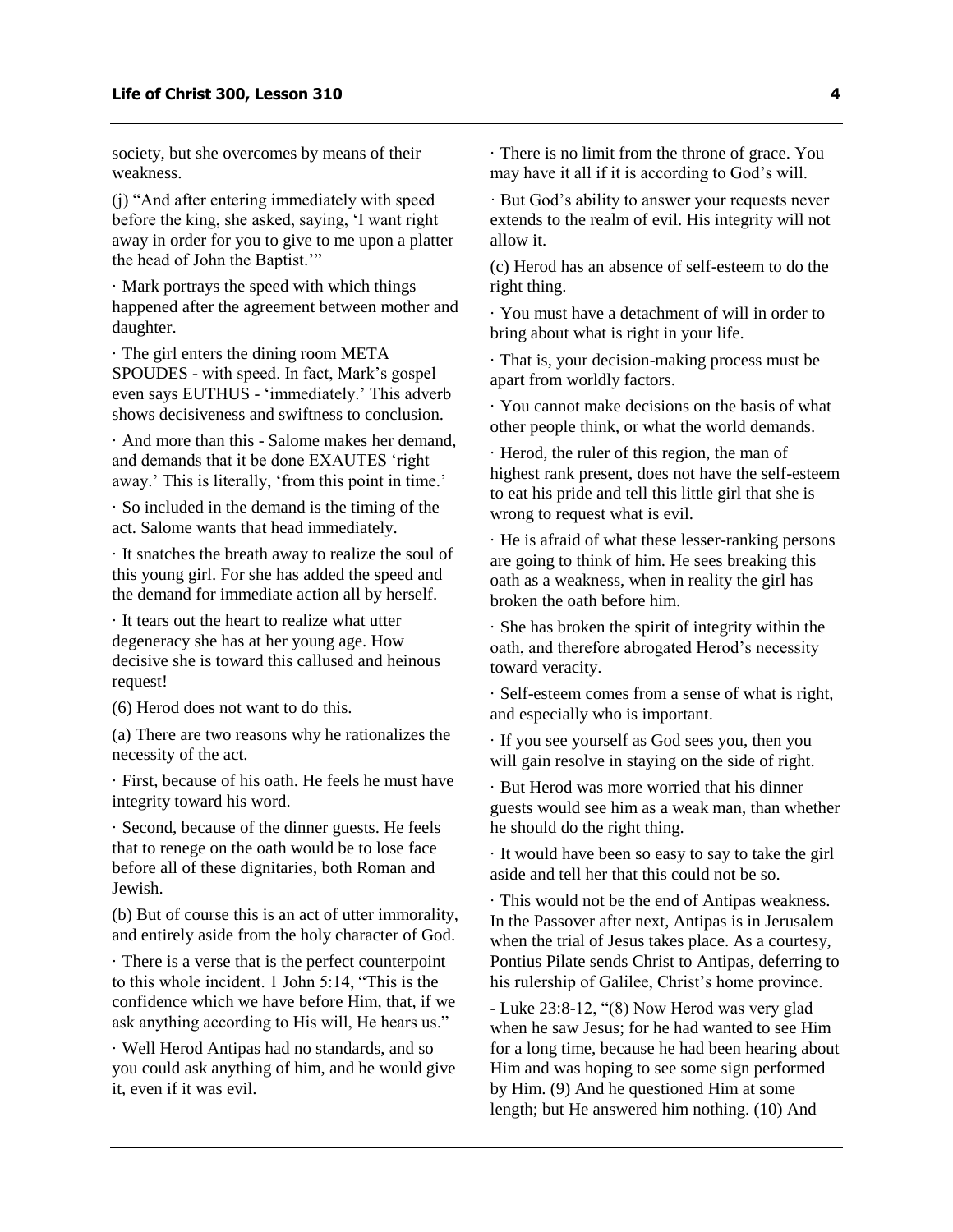society, but she overcomes by means of their weakness.

(j) “And after entering immediately with speed before the king, she asked, saying, ‘I want right away in order for you to give to me upon a platter the head of John the Baptist.’”

· Mark portrays the speed with which things happened after the agreement between mother and daughter.

· The girl enters the dining room META SPOUDES - with speed. In fact, Mark’s gospel even says EUTHUS - ‘immediately.’ This adverb shows decisiveness and swiftness to conclusion.

· And more than this - Salome makes her demand, and demands that it be done EXAUTES ‘right away.’ This is literally, ‘from this point in time.’

· So included in the demand is the timing of the act. Salome wants that head immediately.

· It snatches the breath away to realize the soul of this young girl. For she has added the speed and the demand for immediate action all by herself.

· It tears out the heart to realize what utter degeneracy she has at her young age. How decisive she is toward this callused and heinous request!

(6) Herod does not want to do this.

(a) There are two reasons why he rationalizes the necessity of the act.

· First, because of his oath. He feels he must have integrity toward his word.

· Second, because of the dinner guests. He feels that to renege on the oath would be to lose face before all of these dignitaries, both Roman and Jewish.

(b) But of course this is an act of utter immorality, and entirely aside from the holy character of God.

· There is a verse that is the perfect counterpoint to this whole incident. 1 John 5:14, “This is the confidence which we have before Him, that, if we ask anything according to His will, He hears us.”

· Well Herod Antipas had no standards, and so you could ask anything of him, and he would give it, even if it was evil.

· There is no limit from the throne of grace. You may have it all if it is according to God’s will.

· But God’s ability to answer your requests never extends to the realm of evil. His integrity will not allow it.

(c) Herod has an absence of self-esteem to do the right thing.

· You must have a detachment of will in order to bring about what is right in your life.

· That is, your decision-making process must be apart from worldly factors.

· You cannot make decisions on the basis of what other people think, or what the world demands.

· Herod, the ruler of this region, the man of highest rank present, does not have the self-esteem to eat his pride and tell this little girl that she is wrong to request what is evil.

· He is afraid of what these lesser-ranking persons are going to think of him. He sees breaking this oath as a weakness, when in reality the girl has broken the oath before him.

· She has broken the spirit of integrity within the oath, and therefore abrogated Herod’s necessity toward veracity.

· Self-esteem comes from a sense of what is right, and especially who is important.

· If you see yourself as God sees you, then you will gain resolve in staying on the side of right.

· But Herod was more worried that his dinner guests would see him as a weak man, than whether he should do the right thing.

· It would have been so easy to say to take the girl aside and tell her that this could not be so.

· This would not be the end of Antipas weakness. In the Passover after next, Antipas is in Jerusalem when the trial of Jesus takes place. As a courtesy, Pontius Pilate sends Christ to Antipas, deferring to his rulership of Galilee, Christ’s home province.

- Luke 23:8-12, “(8) Now Herod was very glad when he saw Jesus; for he had wanted to see Him for a long time, because he had been hearing about Him and was hoping to see some sign performed by Him. (9) And he questioned Him at some length; but He answered him nothing. (10) And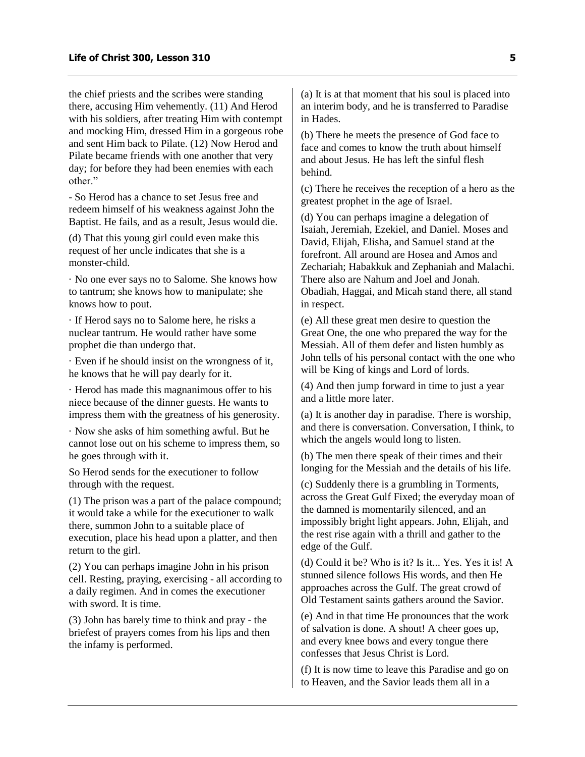the chief priests and the scribes were standing there, accusing Him vehemently. (11) And Herod with his soldiers, after treating Him with contempt and mocking Him, dressed Him in a gorgeous robe and sent Him back to Pilate. (12) Now Herod and Pilate became friends with one another that very day; for before they had been enemies with each other."

- So Herod has a chance to set Jesus free and redeem himself of his weakness against John the Baptist. He fails, and as a result, Jesus would die.

(d) That this young girl could even make this request of her uncle indicates that she is a monster-child.

· No one ever says no to Salome. She knows how to tantrum; she knows how to manipulate; she knows how to pout.

· If Herod says no to Salome here, he risks a nuclear tantrum. He would rather have some prophet die than undergo that.

· Even if he should insist on the wrongness of it, he knows that he will pay dearly for it.

· Herod has made this magnanimous offer to his niece because of the dinner guests. He wants to impress them with the greatness of his generosity.

· Now she asks of him something awful. But he cannot lose out on his scheme to impress them, so he goes through with it.

So Herod sends for the executioner to follow through with the request.

(1) The prison was a part of the palace compound; it would take a while for the executioner to walk there, summon John to a suitable place of execution, place his head upon a platter, and then return to the girl.

(2) You can perhaps imagine John in his prison cell. Resting, praying, exercising - all according to a daily regimen. And in comes the executioner with sword. It is time.

(3) John has barely time to think and pray - the briefest of prayers comes from his lips and then the infamy is performed.

(a) It is at that moment that his soul is placed into an interim body, and he is transferred to Paradise in Hades.

(b) There he meets the presence of God face to face and comes to know the truth about himself and about Jesus. He has left the sinful flesh behind.

(c) There he receives the reception of a hero as the greatest prophet in the age of Israel.

(d) You can perhaps imagine a delegation of Isaiah, Jeremiah, Ezekiel, and Daniel. Moses and David, Elijah, Elisha, and Samuel stand at the forefront. All around are Hosea and Amos and Zechariah; Habakkuk and Zephaniah and Malachi. There also are Nahum and Joel and Jonah. Obadiah, Haggai, and Micah stand there, all stand in respect.

(e) All these great men desire to question the Great One, the one who prepared the way for the Messiah. All of them defer and listen humbly as John tells of his personal contact with the one who will be King of kings and Lord of lords.

(4) And then jump forward in time to just a year and a little more later.

(a) It is another day in paradise. There is worship, and there is conversation. Conversation, I think, to which the angels would long to listen.

(b) The men there speak of their times and their longing for the Messiah and the details of his life.

(c) Suddenly there is a grumbling in Torments, across the Great Gulf Fixed; the everyday moan of the damned is momentarily silenced, and an impossibly bright light appears. John, Elijah, and the rest rise again with a thrill and gather to the edge of the Gulf.

(d) Could it be? Who is it? Is it... Yes. Yes it is! A stunned silence follows His words, and then He approaches across the Gulf. The great crowd of Old Testament saints gathers around the Savior.

(e) And in that time He pronounces that the work of salvation is done. A shout! A cheer goes up, and every knee bows and every tongue there confesses that Jesus Christ is Lord.

(f) It is now time to leave this Paradise and go on to Heaven, and the Savior leads them all in a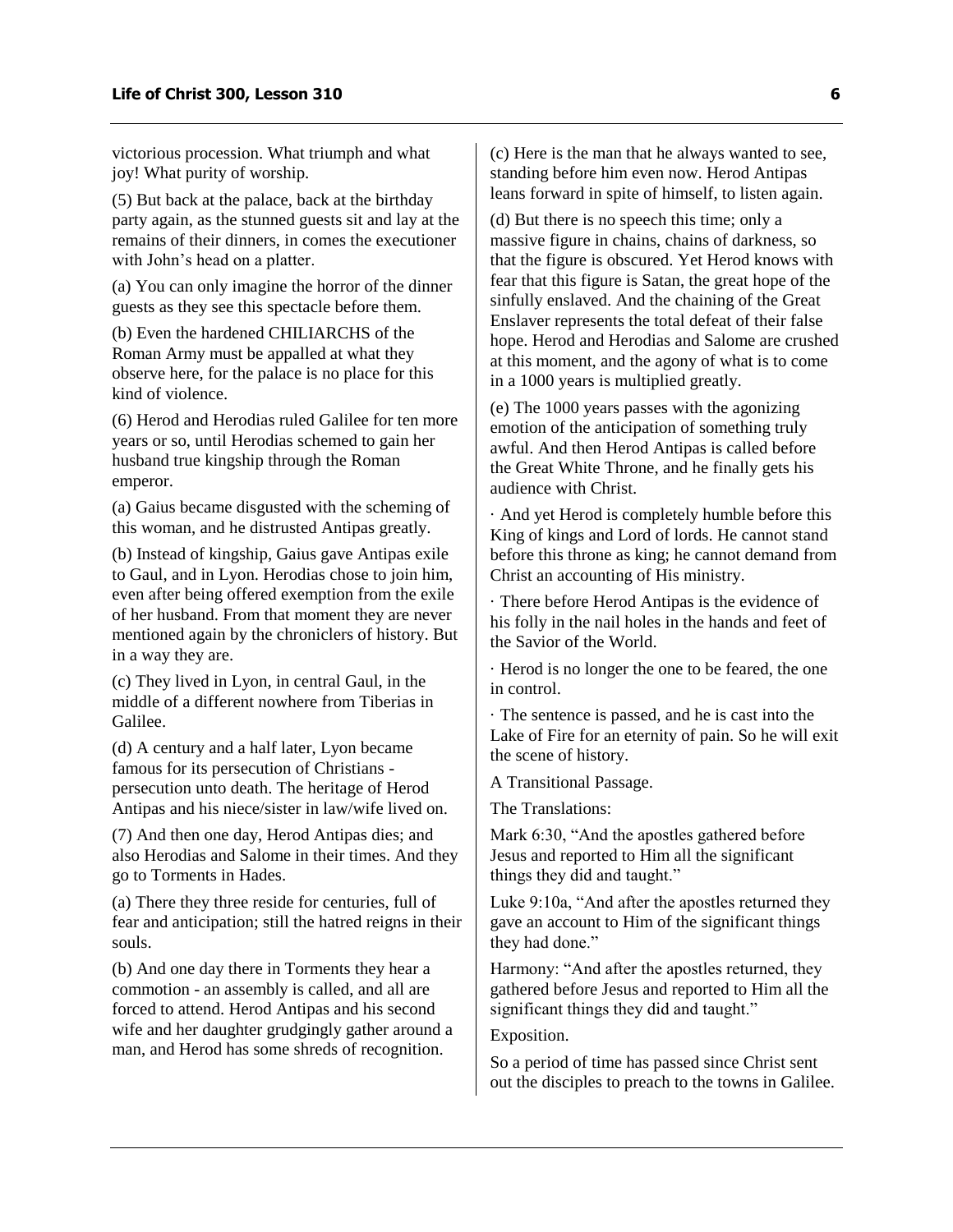victorious procession. What triumph and what joy! What purity of worship.

(5) But back at the palace, back at the birthday party again, as the stunned guests sit and lay at the remains of their dinners, in comes the executioner with John's head on a platter.

(a) You can only imagine the horror of the dinner guests as they see this spectacle before them.

(b) Even the hardened CHILIARCHS of the Roman Army must be appalled at what they observe here, for the palace is no place for this kind of violence.

(6) Herod and Herodias ruled Galilee for ten more years or so, until Herodias schemed to gain her husband true kingship through the Roman emperor.

(a) Gaius became disgusted with the scheming of this woman, and he distrusted Antipas greatly.

(b) Instead of kingship, Gaius gave Antipas exile to Gaul, and in Lyon. Herodias chose to join him, even after being offered exemption from the exile of her husband. From that moment they are never mentioned again by the chroniclers of history. But in a way they are.

(c) They lived in Lyon, in central Gaul, in the middle of a different nowhere from Tiberias in Galilee.

(d) A century and a half later, Lyon became famous for its persecution of Christians - persecution unto death. The heritage of Herod Antipas and his niece/sister in law/wife lived on.

(7) And then one day, Herod Antipas dies; and also Herodias and Salome in their times. And they go to Torments in Hades.

(a) There they three reside for centuries, full of fear and anticipation; still the hatred reigns in their souls.

(b) And one day there in Torments they hear a commotion - an assembly is called, and all are forced to attend. Herod Antipas and his second wife and her daughter grudgingly gather around a man, and Herod has some shreds of recognition.

(c) Here is the man that he always wanted to see, standing before him even now. Herod Antipas leans forward in spite of himself, to listen again.

(d) But there is no speech this time; only a massive figure in chains, chains of darkness, so that the figure is obscured. Yet Herod knows with fear that this figure is Satan, the great hope of the sinfully enslaved. And the chaining of the Great Enslaver represents the total defeat of their false hope. Herod and Herodias and Salome are crushed at this moment, and the agony of what is to come in a 1000 years is multiplied greatly.

(e) The 1000 years passes with the agonizing emotion of the anticipation of something truly awful. And then Herod Antipas is called before the Great White Throne, and he finally gets his audience with Christ.

· And yet Herod is completely humble before this King of kings and Lord of lords. He cannot stand before this throne as king; he cannot demand from Christ an accounting of His ministry.

· There before Herod Antipas is the evidence of his folly in the nail holes in the hands and feet of the Savior of the World.

· Herod is no longer the one to be feared, the one in control.

· The sentence is passed, and he is cast into the Lake of Fire for an eternity of pain. So he will exit the scene of history.

A Transitional Passage.

The Translations:

Mark 6:30, "And the apostles gathered before Jesus and reported to Him all the significant things they did and taught."

Luke 9:10a, "And after the apostles returned they gave an account to Him of the significant things they had done."

Harmony: "And after the apostles returned, they gathered before Jesus and reported to Him all the significant things they did and taught."

Exposition.

So a period of time has passed since Christ sent out the disciples to preach to the towns in Galilee.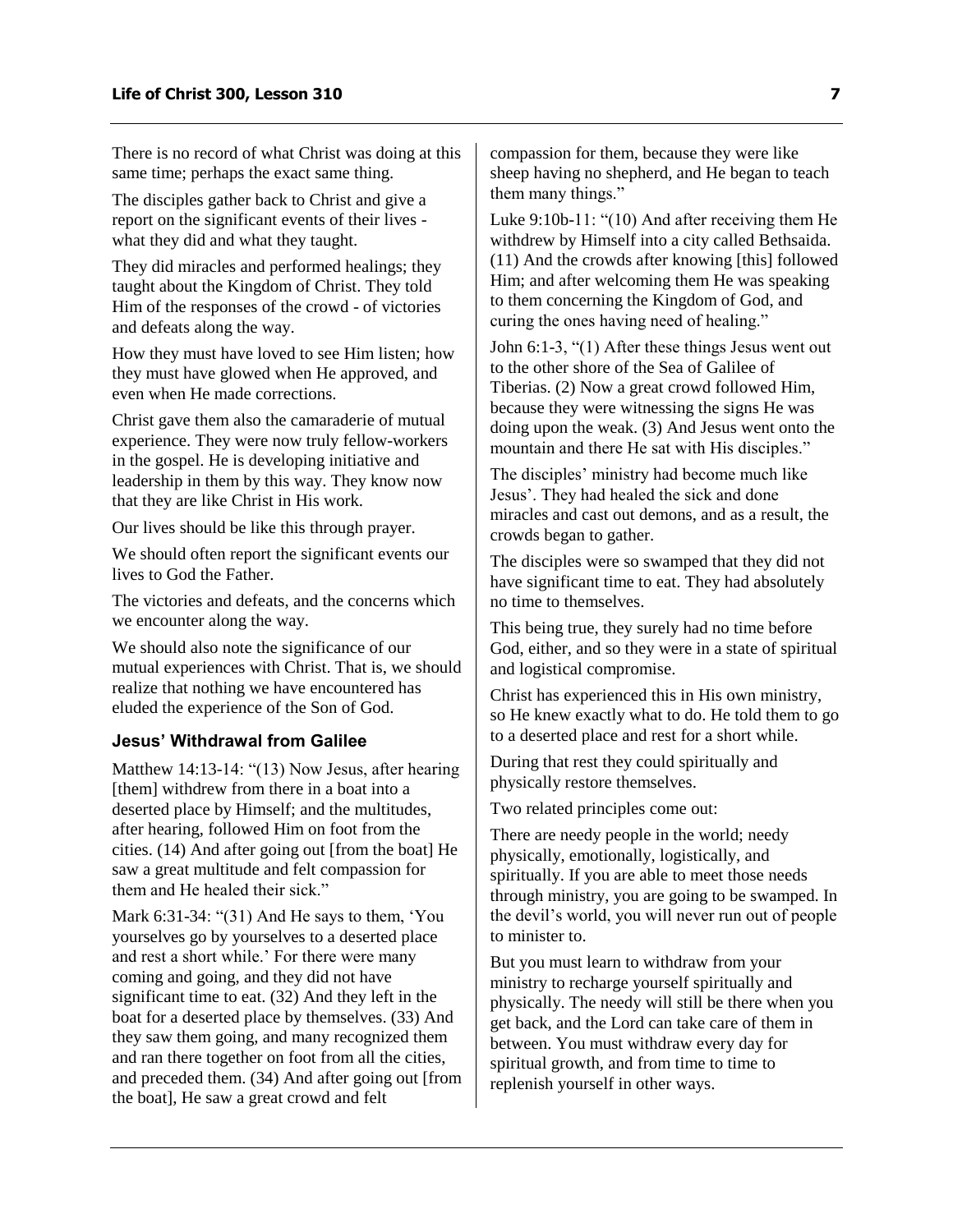There is no record of what Christ was doing at this same time; perhaps the exact same thing.

The disciples gather back to Christ and give a report on the significant events of their lives - what they did and what they taught.

They did miracles and performed healings; they taught about the Kingdom of Christ. They told Him of the responses of the crowd - of victories and defeats along the way.

How they must have loved to see Him listen; how they must have glowed when He approved, and even when He made corrections.

Christ gave them also the camaraderie of mutual experience. They were now truly fellow-workers in the gospel. He is developing initiative and leadership in them by this way. They know now that they are like Christ in His work.

Our lives should be like this through prayer.

We should often report the significant events our lives to God the Father.

The victories and defeats, and the concerns which we encounter along the way.

We should also note the significance of our mutual experiences with Christ. That is, we should realize that nothing we have encountered has eluded the experience of the Son of God.

### Jesus' Withdrawal from Galilee

Matthew 14:13-14: "(13) Now Jesus, after hearing [them] withdrew from there in a boat into a deserted place by Himself; and the multitudes, after hearing, followed Him on foot from the cities. (14) And after going out [from the boat] He saw a great multitude and felt compassion for them and He healed their sick."

Mark 6:31-34: "(31) And He says to them, 'You yourselves go by yourselves to a deserted place and rest a short while.' For there were many coming and going, and they did not have significant time to eat. (32) And they left in the boat for a deserted place by themselves. (33) And they saw them going, and many recognized them and ran there together on foot from all the cities, and preceded them. (34) And after going out [from the boat], He saw a great crowd and felt compassion for them, because they were like sheep having no shepherd, and He began to teach them many things."

Luke 9:10b-11: "(10) And after receiving them He withdrew by Himself into a city called Bethsaida. (11) And the crowds after knowing [this] followed Him; and after welcoming them He was speaking to them concerning the Kingdom of God, and curing the ones having need of healing."

John 6:1-3, "(1) After these things Jesus went out to the other shore of the Sea of Galilee of Tiberias. (2) Now a great crowd followed Him, because they were witnessing the signs He was doing upon the weak. (3) And Jesus went onto the mountain and there He sat with His disciples."

The disciples' ministry had become much like Jesus'. They had healed the sick and done miracles and cast out demons, and as a result, the crowds began to gather.

The disciples were so swamped that they did not have significant time to eat. They had absolutely no time to themselves.

This being true, they surely had no time before God, either, and so they were in a state of spiritual and logistical compromise.

Christ has experienced this in His own ministry, so He knew exactly what to do. He told them to go to a deserted place and rest for a short while.

During that rest they could spiritually and physically restore themselves.

Two related principles come out:

There are needy people in the world; needy physically, emotionally, logistically, and spiritually. If you are able to meet those needs through ministry, you are going to be swamped. In the devil's world, you will never run out of people to minister to.

But you must learn to withdraw from your ministry to recharge yourself spiritually and physically. The needy will still be there when you get back, and the Lord can take care of them in between. You must withdraw every day for spiritual growth, and from time to time to replenish yourself in other ways.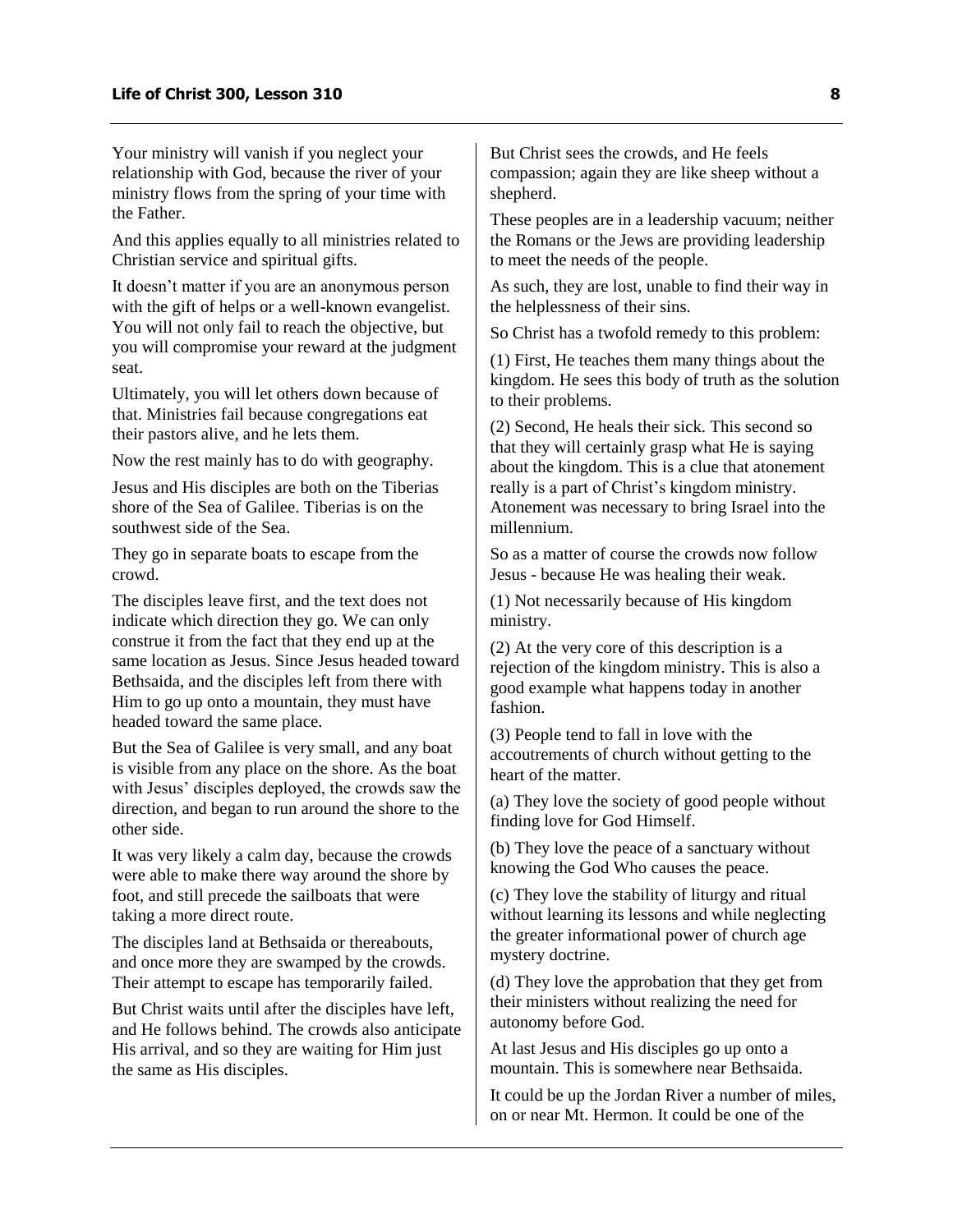Your ministry will vanish if you neglect your relationship with God, because the river of your ministry flows from the spring of your time with the Father.

And this applies equally to all ministries related to Christian service and spiritual gifts.

It doesn't matter if you are an anonymous person with the gift of helps or a well-known evangelist. You will not only fail to reach the objective, but you will compromise your reward at the judgment seat.

Ultimately, you will let others down because of that. Ministries fail because congregations eat their pastors alive, and he lets them.

Now the rest mainly has to do with geography.

Jesus and His disciples are both on the Tiberias shore of the Sea of Galilee. Tiberias is on the southwest side of the Sea.

They go in separate boats to escape from the crowd.

The disciples leave first, and the text does not indicate which direction they go. We can only construe it from the fact that they end up at the same location as Jesus. Since Jesus headed toward Bethsaida, and the disciples left from there with Him to go up onto a mountain, they must have headed toward the same place.

But the Sea of Galilee is very small, and any boat is visible from any place on the shore. As the boat with Jesus' disciples deployed, the crowds saw the direction, and began to run around the shore to the other side.

It was very likely a calm day, because the crowds were able to make there way around the shore by foot, and still precede the sailboats that were taking a more direct route.

The disciples land at Bethsaida or thereabouts, and once more they are swamped by the crowds. Their attempt to escape has temporarily failed.

But Christ waits until after the disciples have left, and He follows behind. The crowds also anticipate His arrival, and so they are waiting for Him just the same as His disciples.

But Christ sees the crowds, and He feels compassion; again they are like sheep without a shepherd.

These peoples are in a leadership vacuum; neither the Romans or the Jews are providing leadership to meet the needs of the people.

As such, they are lost, unable to find their way in the helplessness of their sins.

So Christ has a twofold remedy to this problem:

(1) First, He teaches them many things about the kingdom. He sees this body of truth as the solution to their problems.

(2) Second, He heals their sick. This second so that they will certainly grasp what He is saying about the kingdom. This is a clue that atonement really is a part of Christ's kingdom ministry. Atonement was necessary to bring Israel into the millennium.

So as a matter of course the crowds now follow Jesus - because He was healing their weak.

(1) Not necessarily because of His kingdom ministry.

(2) At the very core of this description is a rejection of the kingdom ministry. This is also a good example what happens today in another fashion.

(3) People tend to fall in love with the accoutrements of church without getting to the heart of the matter.

(a) They love the society of good people without finding love for God Himself.

(b) They love the peace of a sanctuary without knowing the God Who causes the peace.

(c) They love the stability of liturgy and ritual without learning its lessons and while neglecting the greater informational power of church age mystery doctrine.

(d) They love the approbation that they get from their ministers without realizing the need for autonomy before God.

At last Jesus and His disciples go up onto a mountain. This is somewhere near Bethsaida.

It could be up the Jordan River a number of miles, on or near Mt. Hermon. It could be one of the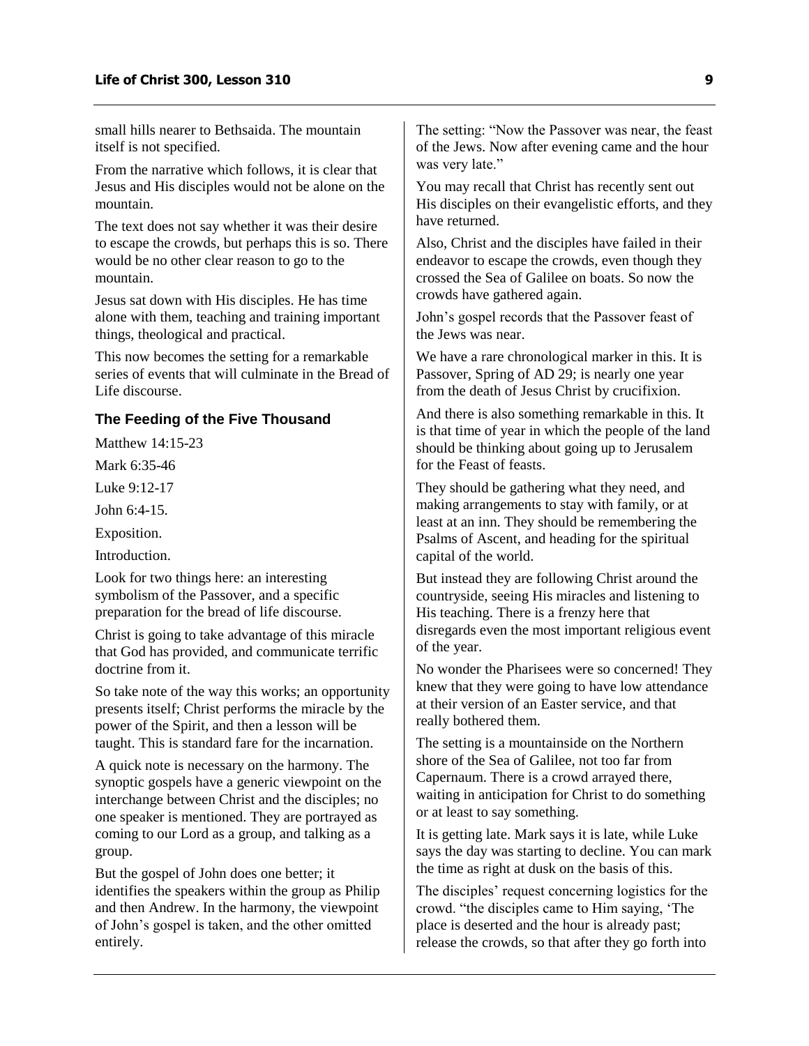small hills nearer to Bethsaida. The mountain itself is not specified.

From the narrative which follows, it is clear that Jesus and His disciples would not be alone on the mountain.

The text does not say whether it was their desire to escape the crowds, but perhaps this is so. There would be no other clear reason to go to the mountain.

Jesus sat down with His disciples. He has time alone with them, teaching and training important things, theological and practical.

This now becomes the setting for a remarkable series of events that will culminate in the Bread of Life discourse.

### The Feeding of the Five Thousand

Matthew 14:15-23

Mark 6:35-46

Luke 9:12-17

John 6:4-15.

Exposition.

Introduction.

Look for two things here: an interesting symbolism of the Passover, and a specific preparation for the bread of life discourse.

Christ is going to take advantage of this miracle that God has provided, and communicate terrific doctrine from it.

So take note of the way this works; an opportunity presents itself; Christ performs the miracle by the power of the Spirit, and then a lesson will be taught. This is standard fare for the incarnation.

A quick note is necessary on the harmony. The synoptic gospels have a generic viewpoint on the interchange between Christ and the disciples; no one speaker is mentioned. They are portrayed as coming to our Lord as a group, and talking as a group.

But the gospel of John does one better; it identifies the speakers within the group as Philip and then Andrew. In the harmony, the viewpoint of John's gospel is taken, and the other omitted entirely.

The setting: "Now the Passover was near, the feast of the Jews. Now after evening came and the hour was very late."

You may recall that Christ has recently sent out His disciples on their evangelistic efforts, and they have returned.

Also, Christ and the disciples have failed in their endeavor to escape the crowds, even though they crossed the Sea of Galilee on boats. So now the crowds have gathered again.

John's gospel records that the Passover feast of the Jews was near.

We have a rare chronological marker in this. It is Passover, Spring of AD 29; is nearly one year from the death of Jesus Christ by crucifixion.

And there is also something remarkable in this. It is that time of year in which the people of the land should be thinking about going up to Jerusalem for the Feast of feasts.

They should be gathering what they need, and making arrangements to stay with family, or at least at an inn. They should be remembering the Psalms of Ascent, and heading for the spiritual capital of the world.

But instead they are following Christ around the countryside, seeing His miracles and listening to His teaching. There is a frenzy here that disregards even the most important religious event of the year.

No wonder the Pharisees were so concerned! They knew that they were going to have low attendance at their version of an Easter service, and that really bothered them.

The setting is a mountainside on the Northern shore of the Sea of Galilee, not too far from Capernaum. There is a crowd arrayed there, waiting in anticipation for Christ to do something or at least to say something.

It is getting late. Mark says it is late, while Luke says the day was starting to decline. You can mark the time as right at dusk on the basis of this.

The disciples' request concerning logistics for the crowd. "the disciples came to Him saying, 'The place is deserted and the hour is already past; release the crowds, so that after they go forth into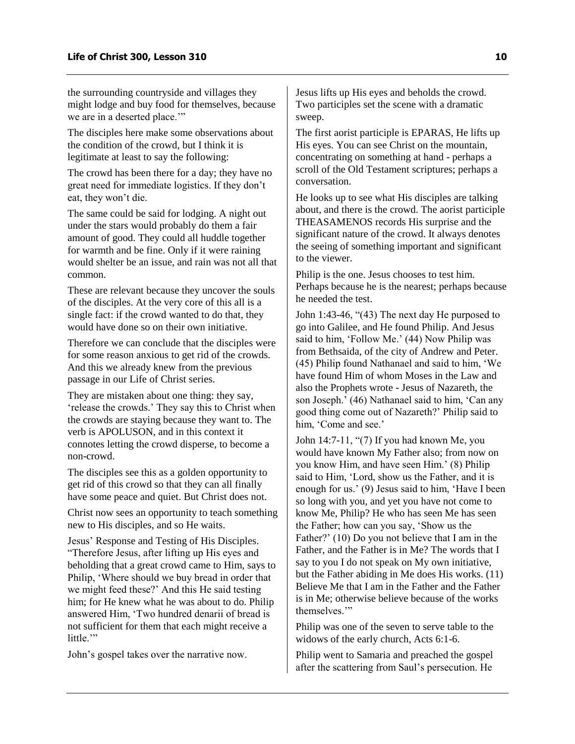the surrounding countryside and villages they might lodge and buy food for themselves, because we are in a deserted place.'"

The disciples here make some observations about the condition of the crowd, but I think it is legitimate at least to say the following:

The crowd has been there for a day; they have no great need for immediate logistics. If they don't eat, they won't die.

The same could be said for lodging. A night out under the stars would probably do them a fair amount of good. They could all huddle together for warmth and be fine. Only if it were raining would shelter be an issue, and rain was not all that common.

These are relevant because they uncover the souls of the disciples. At the very core of this all is a single fact: if the crowd wanted to do that, they would have done so on their own initiative.

Therefore we can conclude that the disciples were for some reason anxious to get rid of the crowds. And this we already knew from the previous passage in our Life of Christ series.

They are mistaken about one thing: they say, 'release the crowds.' They say this to Christ when the crowds are staying because they want to. The verb is APOLUSON, and in this context it connotes letting the crowd disperse, to become a non-crowd.

The disciples see this as a golden opportunity to get rid of this crowd so that they can all finally have some peace and quiet. But Christ does not.

Christ now sees an opportunity to teach something new to His disciples, and so He waits.

Jesus' Response and Testing of His Disciples. "Therefore Jesus, after lifting up His eyes and beholding that a great crowd came to Him, says to Philip, 'Where should we buy bread in order that we might feed these?' And this He said testing him; for He knew what he was about to do. Philip answered Him, 'Two hundred denarii of bread is not sufficient for them that each might receive a little.'"

John's gospel takes over the narrative now.

Jesus lifts up His eyes and beholds the crowd. Two participles set the scene with a dramatic sweep.

The first aorist participle is EPARAS, He lifts up His eyes. You can see Christ on the mountain, concentrating on something at hand - perhaps a scroll of the Old Testament scriptures; perhaps a conversation.

He looks up to see what His disciples are talking about, and there is the crowd. The aorist participle THEASAMENOS records His surprise and the significant nature of the crowd. It always denotes the seeing of something important and significant to the viewer.

Philip is the one. Jesus chooses to test him. Perhaps because he is the nearest; perhaps because he needed the test.

John 1:43-46, "(43) The next day He purposed to go into Galilee, and He found Philip. And Jesus said to him, 'Follow Me.' (44) Now Philip was from Bethsaida, of the city of Andrew and Peter. (45) Philip found Nathanael and said to him, 'We have found Him of whom Moses in the Law and also the Prophets wrote - Jesus of Nazareth, the son Joseph.' (46) Nathanael said to him, 'Can any good thing come out of Nazareth?' Philip said to him, 'Come and see.'

John 14:7-11, "(7) If you had known Me, you would have known My Father also; from now on you know Him, and have seen Him.' (8) Philip said to Him, 'Lord, show us the Father, and it is enough for us.' (9) Jesus said to him, 'Have I been so long with you, and yet you have not come to know Me, Philip? He who has seen Me has seen the Father; how can you say, 'Show us the Father?' (10) Do you not believe that I am in the Father, and the Father is in Me? The words that I say to you I do not speak on My own initiative, but the Father abiding in Me does His works. (11) Believe Me that I am in the Father and the Father is in Me; otherwise believe because of the works themselves.'"

Philip was one of the seven to serve table to the widows of the early church, Acts 6:1-6.

Philip went to Samaria and preached the gospel after the scattering from Saul's persecution. He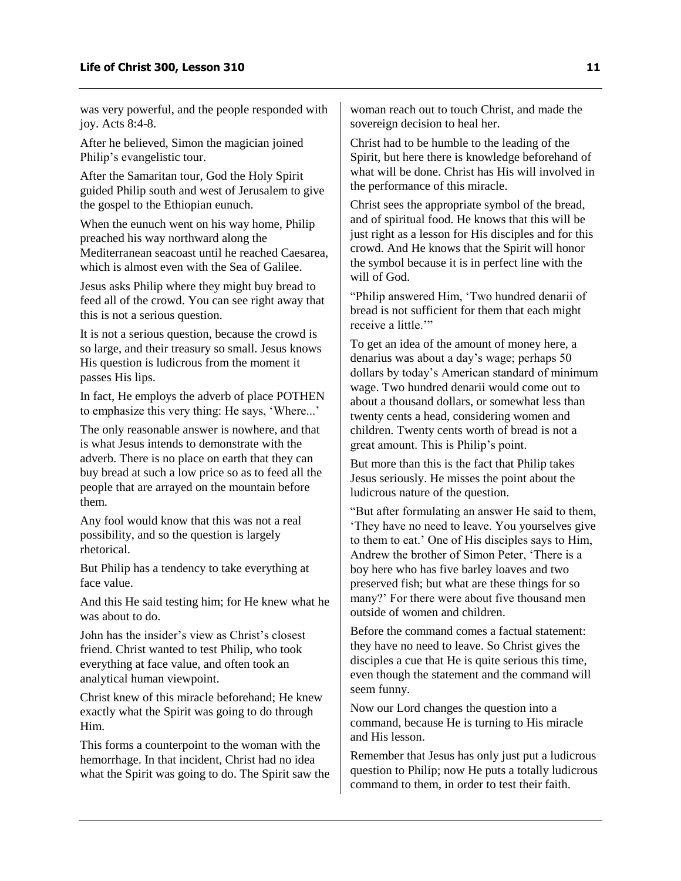was very powerful, and the people responded with joy. Acts 8:4-8.

After he believed, Simon the magician joined Philip's evangelistic tour.

After the Samaritan tour, God the Holy Spirit guided Philip south and west of Jerusalem to give the gospel to the Ethiopian eunuch.

When the eunuch went on his way home, Philip preached his way northward along the Mediterranean seacoast until he reached Caesarea, which is almost even with the Sea of Galilee.

Jesus asks Philip where they might buy bread to feed all of the crowd. You can see right away that this is not a serious question.

It is not a serious question, because the crowd is so large, and their treasury so small. Jesus knows His question is ludicrous from the moment it passes His lips.

In fact, He employs the adverb of place POTHEN to emphasize this very thing: He says, 'Where...'

The only reasonable answer is nowhere, and that is what Jesus intends to demonstrate with the adverb. There is no place on earth that they can buy bread at such a low price so as to feed all the people that are arrayed on the mountain before them.

Any fool would know that this was not a real possibility, and so the question is largely rhetorical.

But Philip has a tendency to take everything at face value.

And this He said testing him; for He knew what he was about to do.

John has the insider's view as Christ's closest friend. Christ wanted to test Philip, who took everything at face value, and often took an analytical human viewpoint.

Christ knew of this miracle beforehand; He knew exactly what the Spirit was going to do through Him.

This forms a counterpoint to the woman with the hemorrhage. In that incident, Christ had no idea what the Spirit was going to do. The Spirit saw the woman reach out to touch Christ, and made the sovereign decision to heal her.

Christ had to be humble to the leading of the Spirit, but here there is knowledge beforehand of what will be done. Christ has His will involved in the performance of this miracle.

Christ sees the appropriate symbol of the bread, and of spiritual food. He knows that this will be just right as a lesson for His disciples and for this crowd. And He knows that the Spirit will honor the symbol because it is in perfect line with the will of God.

"Philip answered Him, 'Two hundred denarii of bread is not sufficient for them that each might receive a little.'"

To get an idea of the amount of money here, a denarius was about a day's wage; perhaps 50 dollars by today's American standard of minimum wage. Two hundred denarii would come out to about a thousand dollars, or somewhat less than twenty cents a head, considering women and children. Twenty cents worth of bread is not a great amount. This is Philip's point.

But more than this is the fact that Philip takes Jesus seriously. He misses the point about the ludicrous nature of the question.

"But after formulating an answer He said to them, 'They have no need to leave. You yourselves give to them to eat.' One of His disciples says to Him, Andrew the brother of Simon Peter, 'There is a boy here who has five barley loaves and two preserved fish; but what are these things for so many?' For there were about five thousand men outside of women and children.

Before the command comes a factual statement: they have no need to leave. So Christ gives the disciples a cue that He is quite serious this time, even though the statement and the command will seem funny.

Now our Lord changes the question into a command, because He is turning to His miracle and His lesson.

Remember that Jesus has only just put a ludicrous question to Philip; now He puts a totally ludicrous command to them, in order to test their faith.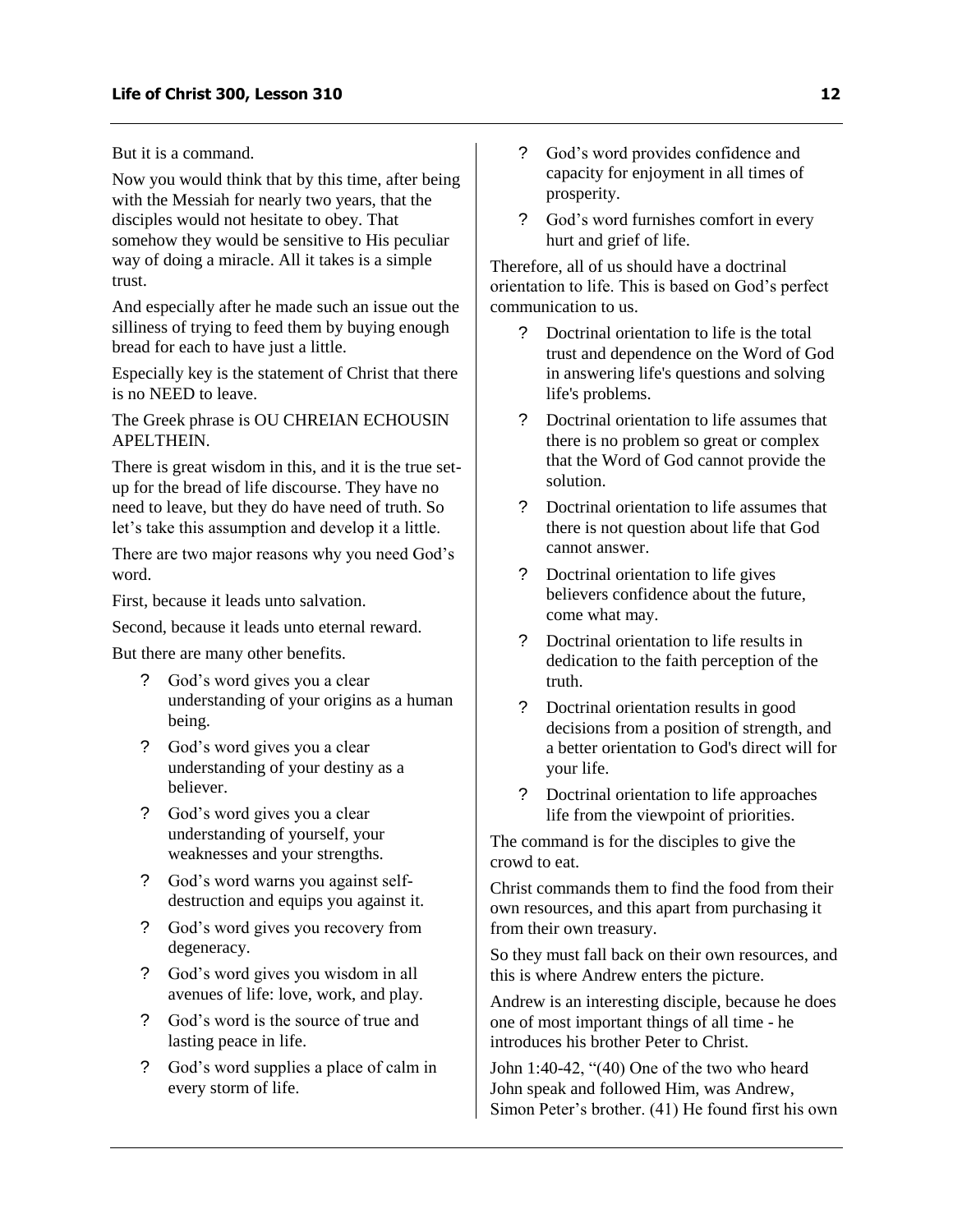But it is a command.

Now you would think that by this time, after being with the Messiah for nearly two years, that the disciples would not hesitate to obey. That somehow they would be sensitive to His peculiar way of doing a miracle. All it takes is a simple trust.

And especially after he made such an issue out the silliness of trying to feed them by buying enough bread for each to have just a little.

Especially key is the statement of Christ that there is no NEED to leave.

The Greek phrase is OU CHREIAN ECHOUSIN APELTHEIN.

There is great wisdom in this, and it is the true set-up for the bread of life discourse. They have no need to leave, but they do have need of truth. So let's take this assumption and develop it a little.

There are two major reasons why you need God's word.

First, because it leads unto salvation.

Second, because it leads unto eternal reward.

But there are many other benefits.

- God's word gives you a clear understanding of your origins as a human being.
- God's word gives you a clear understanding of your destiny as a believer.
- God's word gives you a clear understanding of yourself, your weaknesses and your strengths.
- God's word warns you against self-destruction and equips you against it.
- God's word gives you recovery from degeneracy.
- God's word gives you wisdom in all avenues of life: love, work, and play.
- God's word is the source of true and lasting peace in life.
- God's word supplies a place of calm in every storm of life.
- God's word provides confidence and capacity for enjoyment in all times of prosperity.
- God's word furnishes comfort in every hurt and grief of life.

Therefore, all of us should have a doctrinal orientation to life. This is based on God's perfect communication to us.

- Doctrinal orientation to life is the total trust and dependence on the Word of God in answering life's questions and solving life's problems.
- Doctrinal orientation to life assumes that there is no problem so great or complex that the Word of God cannot provide the solution.
- Doctrinal orientation to life assumes that there is not question about life that God cannot answer.
- Doctrinal orientation to life gives believers confidence about the future, come what may.
- Doctrinal orientation to life results in dedication to the faith perception of the truth.
- Doctrinal orientation results in good decisions from a position of strength, and a better orientation to God's direct will for your life.
- Doctrinal orientation to life approaches life from the viewpoint of priorities.

The command is for the disciples to give the crowd to eat.

Christ commands them to find the food from their own resources, and this apart from purchasing it from their own treasury.

So they must fall back on their own resources, and this is where Andrew enters the picture.

Andrew is an interesting disciple, because he does one of most important things of all time - he introduces his brother Peter to Christ.

John 1:40-42, "(40) One of the two who heard John speak and followed Him, was Andrew, Simon Peter's brother. (41) He found first his own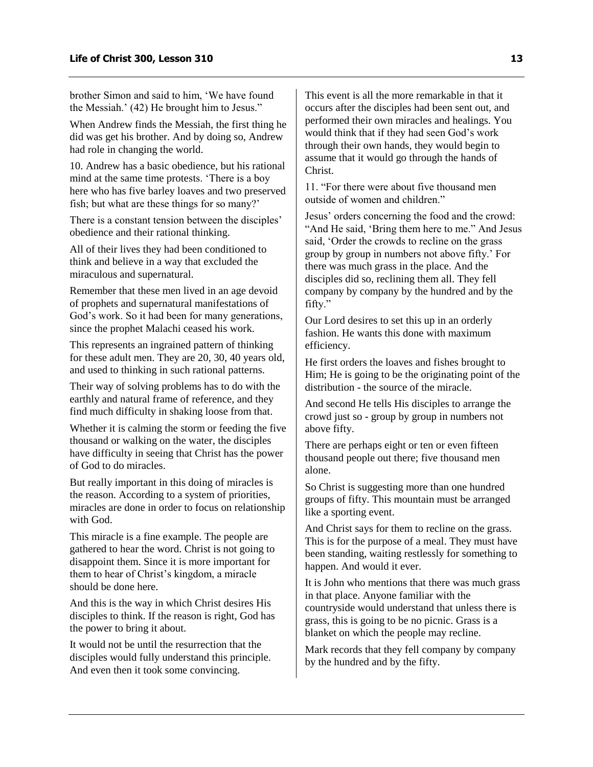brother Simon and said to him, 'We have found the Messiah.' (42) He brought him to Jesus."

When Andrew finds the Messiah, the first thing he did was get his brother. And by doing so, Andrew had role in changing the world.

10. Andrew has a basic obedience, but his rational mind at the same time protests. 'There is a boy here who has five barley loaves and two preserved fish; but what are these things for so many?'

There is a constant tension between the disciples' obedience and their rational thinking.

All of their lives they had been conditioned to think and believe in a way that excluded the miraculous and supernatural.

Remember that these men lived in an age devoid of prophets and supernatural manifestations of God's work. So it had been for many generations, since the prophet Malachi ceased his work.

This represents an ingrained pattern of thinking for these adult men. They are 20, 30, 40 years old, and used to thinking in such rational patterns.

Their way of solving problems has to do with the earthly and natural frame of reference, and they find much difficulty in shaking loose from that.

Whether it is calming the storm or feeding the five thousand or walking on the water, the disciples have difficulty in seeing that Christ has the power of God to do miracles.

But really important in this doing of miracles is the reason. According to a system of priorities, miracles are done in order to focus on relationship with God.

This miracle is a fine example. The people are gathered to hear the word. Christ is not going to disappoint them. Since it is more important for them to hear of Christ's kingdom, a miracle should be done here.

And this is the way in which Christ desires His disciples to think. If the reason is right, God has the power to bring it about.

It would not be until the resurrection that the disciples would fully understand this principle. And even then it took some convincing.

This event is all the more remarkable in that it occurs after the disciples had been sent out, and performed their own miracles and healings. You would think that if they had seen God's work through their own hands, they would begin to assume that it would go through the hands of Christ.

11. "For there were about five thousand men outside of women and children."

Jesus' orders concerning the food and the crowd: "And He said, 'Bring them here to me." And Jesus said, 'Order the crowds to recline on the grass group by group in numbers not above fifty.' For there was much grass in the place. And the disciples did so, reclining them all. They fell company by company by the hundred and by the fifty."

Our Lord desires to set this up in an orderly fashion. He wants this done with maximum efficiency.

He first orders the loaves and fishes brought to Him; He is going to be the originating point of the distribution - the source of the miracle.

And second He tells His disciples to arrange the crowd just so - group by group in numbers not above fifty.

There are perhaps eight or ten or even fifteen thousand people out there; five thousand men alone.

So Christ is suggesting more than one hundred groups of fifty. This mountain must be arranged like a sporting event.

And Christ says for them to recline on the grass. This is for the purpose of a meal. They must have been standing, waiting restlessly for something to happen. And would it ever.

It is John who mentions that there was much grass in that place. Anyone familiar with the countryside would understand that unless there is grass, this is going to be no picnic. Grass is a blanket on which the people may recline.

Mark records that they fell company by company by the hundred and by the fifty.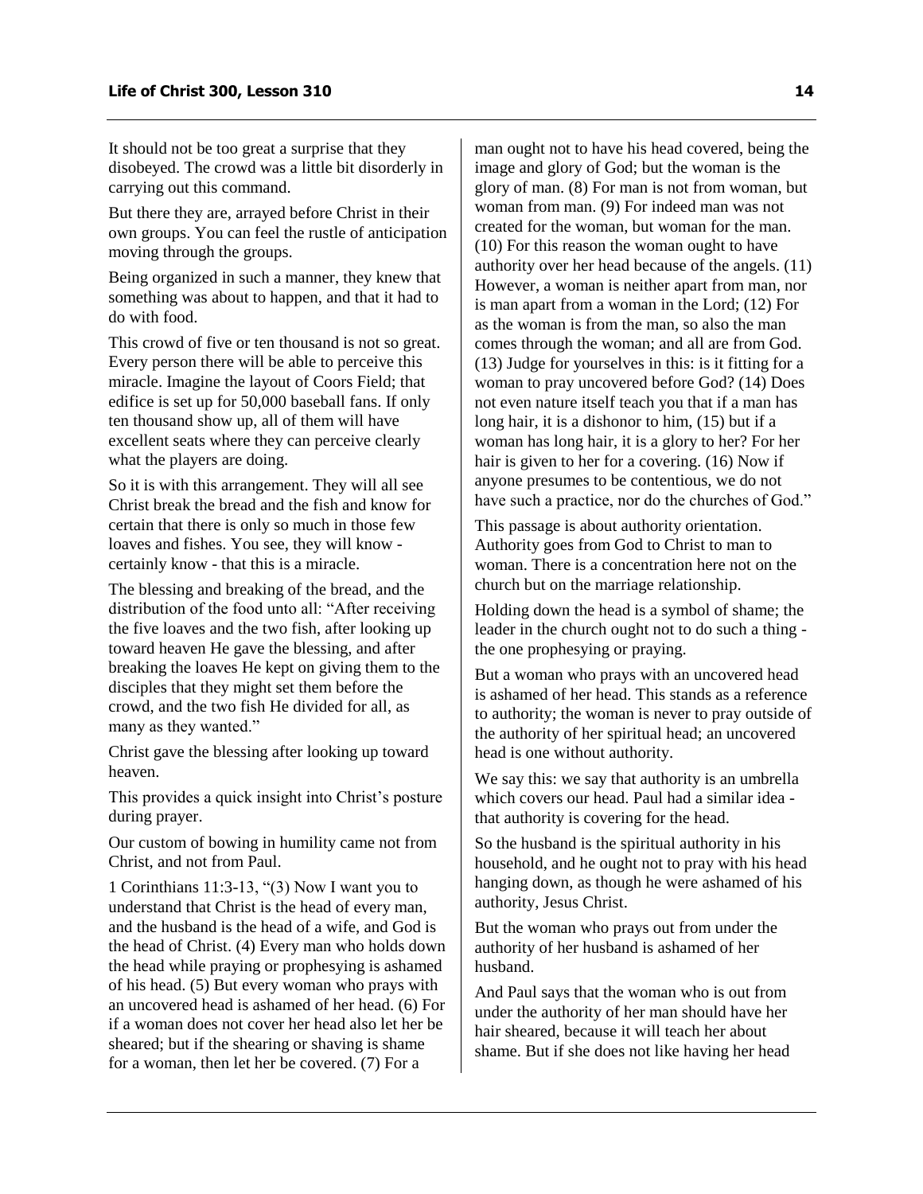It should not be too great a surprise that they disobeyed. The crowd was a little bit disorderly in carrying out this command.

But there they are, arrayed before Christ in their own groups. You can feel the rustle of anticipation moving through the groups.

Being organized in such a manner, they knew that something was about to happen, and that it had to do with food.

This crowd of five or ten thousand is not so great. Every person there will be able to perceive this miracle. Imagine the layout of Coors Field; that edifice is set up for 50,000 baseball fans. If only ten thousand show up, all of them will have excellent seats where they can perceive clearly what the players are doing.

So it is with this arrangement. They will all see Christ break the bread and the fish and know for certain that there is only so much in those few loaves and fishes. You see, they will know - certainly know - that this is a miracle.

The blessing and breaking of the bread, and the distribution of the food unto all: "After receiving the five loaves and the two fish, after looking up toward heaven He gave the blessing, and after breaking the loaves He kept on giving them to the disciples that they might set them before the crowd, and the two fish He divided for all, as many as they wanted."

Christ gave the blessing after looking up toward heaven.

This provides a quick insight into Christ's posture during prayer.

Our custom of bowing in humility came not from Christ, and not from Paul.

1 Corinthians 11:3-13, "(3) Now I want you to understand that Christ is the head of every man, and the husband is the head of a wife, and God is the head of Christ. (4) Every man who holds down the head while praying or prophesying is ashamed of his head. (5) But every woman who prays with an uncovered head is ashamed of her head. (6) For if a woman does not cover her head also let her be sheared; but if the shearing or shaving is shame for a woman, then let her be covered. (7) For a man ought not to have his head covered, being the image and glory of God; but the woman is the glory of man. (8) For man is not from woman, but woman from man. (9) For indeed man was not created for the woman, but woman for the man. (10) For this reason the woman ought to have authority over her head because of the angels. (11) However, a woman is neither apart from man, nor is man apart from a woman in the Lord; (12) For as the woman is from the man, so also the man comes through the woman; and all are from God. (13) Judge for yourselves in this: is it fitting for a woman to pray uncovered before God? (14) Does not even nature itself teach you that if a man has long hair, it is a dishonor to him, (15) but if a woman has long hair, it is a glory to her? For her hair is given to her for a covering. (16) Now if anyone presumes to be contentious, we do not have such a practice, nor do the churches of God."

This passage is about authority orientation. Authority goes from God to Christ to man to woman. There is a concentration here not on the church but on the marriage relationship.

Holding down the head is a symbol of shame; the leader in the church ought not to do such a thing - the one prophesying or praying.

But a woman who prays with an uncovered head is ashamed of her head. This stands as a reference to authority; the woman is never to pray outside of the authority of her spiritual head; an uncovered head is one without authority.

We say this: we say that authority is an umbrella which covers our head. Paul had a similar idea - that authority is covering for the head.

So the husband is the spiritual authority in his household, and he ought not to pray with his head hanging down, as though he were ashamed of his authority, Jesus Christ.

But the woman who prays out from under the authority of her husband is ashamed of her husband.

And Paul says that the woman who is out from under the authority of her man should have her hair sheared, because it will teach her about shame. But if she does not like having her head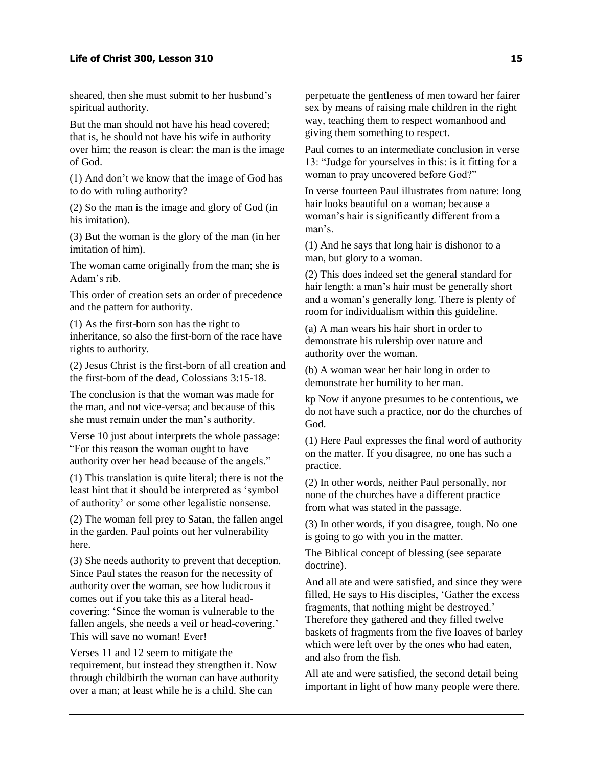sheared, then she must submit to her husband's spiritual authority.

But the man should not have his head covered; that is, he should not have his wife in authority over him; the reason is clear: the man is the image of God.

(1) And don't we know that the image of God has to do with ruling authority?

(2) So the man is the image and glory of God (in his imitation).

(3) But the woman is the glory of the man (in her imitation of him).

The woman came originally from the man; she is Adam's rib.

This order of creation sets an order of precedence and the pattern for authority.

(1) As the first-born son has the right to inheritance, so also the first-born of the race have rights to authority.

(2) Jesus Christ is the first-born of all creation and the first-born of the dead, Colossians 3:15-18.

The conclusion is that the woman was made for the man, and not vice-versa; and because of this she must remain under the man's authority.

Verse 10 just about interprets the whole passage: "For this reason the woman ought to have authority over her head because of the angels."

(1) This translation is quite literal; there is not the least hint that it should be interpreted as 'symbol of authority' or some other legalistic nonsense.

(2) The woman fell prey to Satan, the fallen angel in the garden. Paul points out her vulnerability here.

(3) She needs authority to prevent that deception. Since Paul states the reason for the necessity of authority over the woman, see how ludicrous it comes out if you take this as a literal head-covering: 'Since the woman is vulnerable to the fallen angels, she needs a veil or head-covering.' This will save no woman! Ever!

Verses 11 and 12 seem to mitigate the requirement, but instead they strengthen it. Now through childbirth the woman can have authority over a man; at least while he is a child. She can perpetuate the gentleness of men toward her fairer sex by means of raising male children in the right way, teaching them to respect womanhood and giving them something to respect.

Paul comes to an intermediate conclusion in verse 13: "Judge for yourselves in this: is it fitting for a woman to pray uncovered before God?"

In verse fourteen Paul illustrates from nature: long hair looks beautiful on a woman; because a woman's hair is significantly different from a man's.

(1) And he says that long hair is dishonor to a man, but glory to a woman.

(2) This does indeed set the general standard for hair length; a man's hair must be generally short and a woman's generally long. There is plenty of room for individualism within this guideline.

(a) A man wears his hair short in order to demonstrate his rulership over nature and authority over the woman.

(b) A woman wear her hair long in order to demonstrate her humility to her man.

kp Now if anyone presumes to be contentious, we do not have such a practice, nor do the churches of God.

(1) Here Paul expresses the final word of authority on the matter. If you disagree, no one has such a practice.

(2) In other words, neither Paul personally, nor none of the churches have a different practice from what was stated in the passage.

(3) In other words, if you disagree, tough. No one is going to go with you in the matter.

The Biblical concept of blessing (see separate doctrine).

And all ate and were satisfied, and since they were filled, He says to His disciples, 'Gather the excess fragments, that nothing might be destroyed.' Therefore they gathered and they filled twelve baskets of fragments from the five loaves of barley which were left over by the ones who had eaten, and also from the fish.

All ate and were satisfied, the second detail being important in light of how many people were there.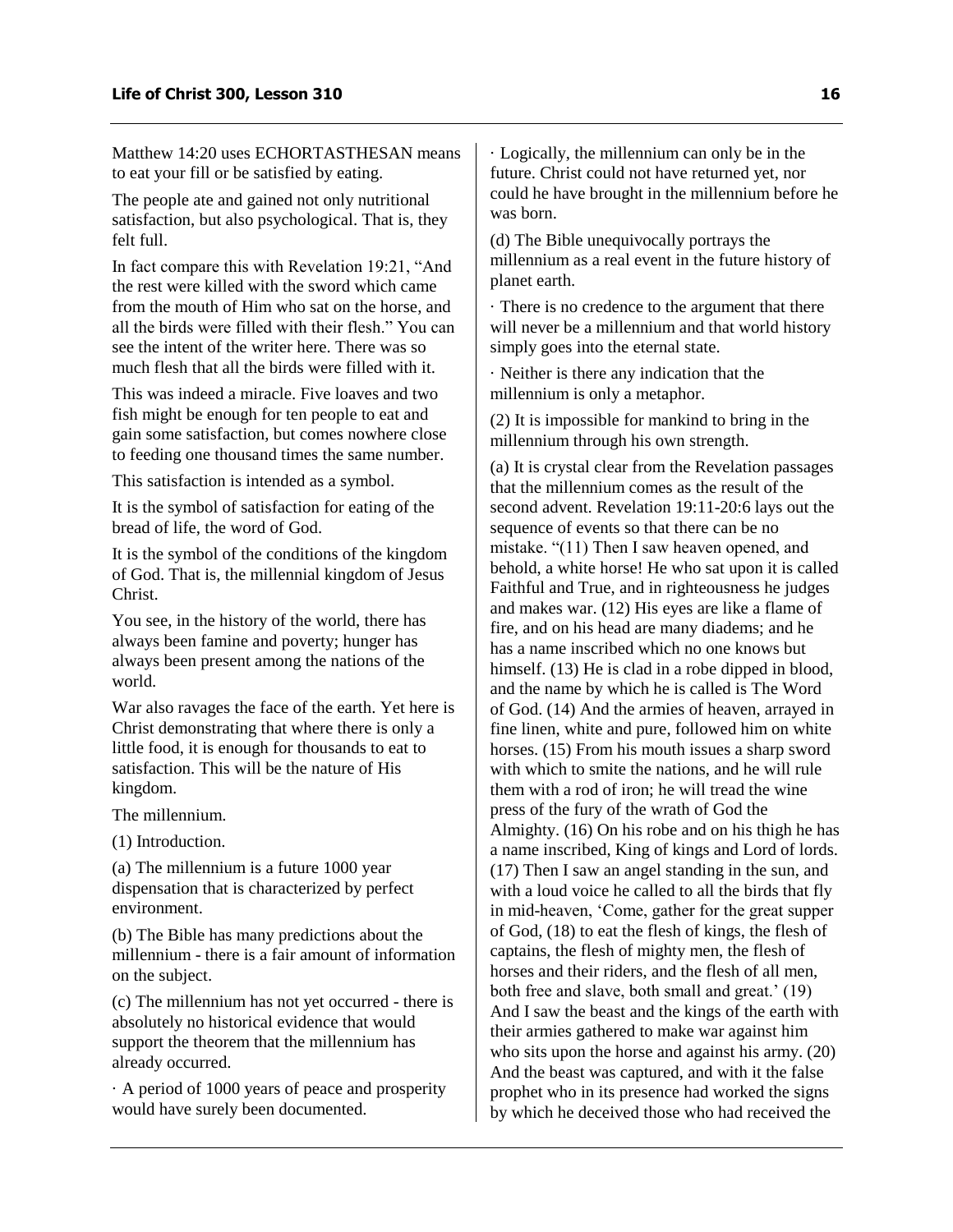Matthew 14:20 uses ECHORTASTHESAN means to eat your fill or be satisfied by eating.

The people ate and gained not only nutritional satisfaction, but also psychological. That is, they felt full.

In fact compare this with Revelation 19:21, "And the rest were killed with the sword which came from the mouth of Him who sat on the horse, and all the birds were filled with their flesh." You can see the intent of the writer here. There was so much flesh that all the birds were filled with it.

This was indeed a miracle. Five loaves and two fish might be enough for ten people to eat and gain some satisfaction, but comes nowhere close to feeding one thousand times the same number.

This satisfaction is intended as a symbol.

It is the symbol of satisfaction for eating of the bread of life, the word of God.

It is the symbol of the conditions of the kingdom of God. That is, the millennial kingdom of Jesus Christ.

You see, in the history of the world, there has always been famine and poverty; hunger has always been present among the nations of the world.

War also ravages the face of the earth. Yet here is Christ demonstrating that where there is only a little food, it is enough for thousands to eat to satisfaction. This will be the nature of His kingdom.

The millennium.

(1) Introduction.

(a) The millennium is a future 1000 year dispensation that is characterized by perfect environment.

(b) The Bible has many predictions about the millennium - there is a fair amount of information on the subject.

(c) The millennium has not yet occurred - there is absolutely no historical evidence that would support the theorem that the millennium has already occurred.

· A period of 1000 years of peace and prosperity would have surely been documented.

· Logically, the millennium can only be in the future. Christ could not have returned yet, nor could he have brought in the millennium before he was born.

(d) The Bible unequivocally portrays the millennium as a real event in the future history of planet earth.

· There is no credence to the argument that there will never be a millennium and that world history simply goes into the eternal state.

· Neither is there any indication that the millennium is only a metaphor.

(2) It is impossible for mankind to bring in the millennium through his own strength.

(a) It is crystal clear from the Revelation passages that the millennium comes as the result of the second advent. Revelation 19:11-20:6 lays out the sequence of events so that there can be no mistake. "(11) Then I saw heaven opened, and behold, a white horse! He who sat upon it is called Faithful and True, and in righteousness he judges and makes war. (12) His eyes are like a flame of fire, and on his head are many diadems; and he has a name inscribed which no one knows but himself. (13) He is clad in a robe dipped in blood, and the name by which he is called is The Word of God. (14) And the armies of heaven, arrayed in fine linen, white and pure, followed him on white horses. (15) From his mouth issues a sharp sword with which to smite the nations, and he will rule them with a rod of iron; he will tread the wine press of the fury of the wrath of God the Almighty. (16) On his robe and on his thigh he has a name inscribed, King of kings and Lord of lords. (17) Then I saw an angel standing in the sun, and with a loud voice he called to all the birds that fly in mid-heaven, 'Come, gather for the great supper of God, (18) to eat the flesh of kings, the flesh of captains, the flesh of mighty men, the flesh of horses and their riders, and the flesh of all men, both free and slave, both small and great.' (19) And I saw the beast and the kings of the earth with their armies gathered to make war against him who sits upon the horse and against his army. (20) And the beast was captured, and with it the false prophet who in its presence had worked the signs by which he deceived those who had received the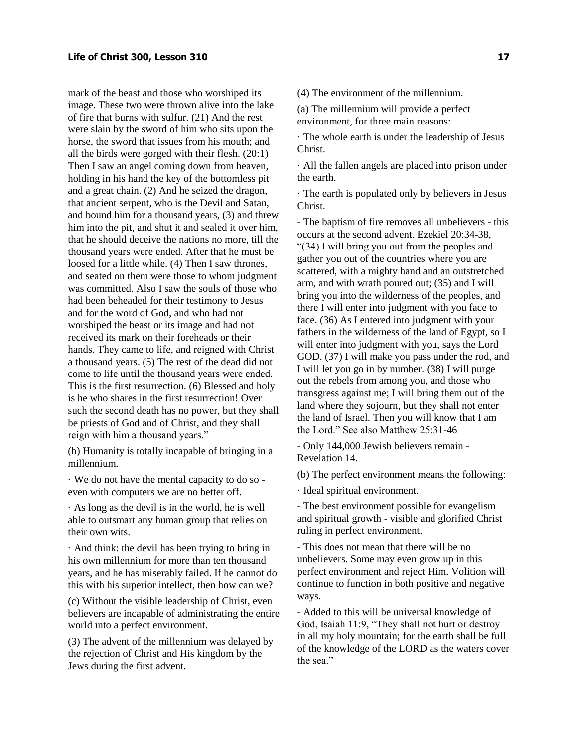mark of the beast and those who worshiped its image. These two were thrown alive into the lake of fire that burns with sulfur. (21) And the rest were slain by the sword of him who sits upon the horse, the sword that issues from his mouth; and all the birds were gorged with their flesh. (20:1) Then I saw an angel coming down from heaven, holding in his hand the key of the bottomless pit and a great chain. (2) And he seized the dragon, that ancient serpent, who is the Devil and Satan, and bound him for a thousand years, (3) and threw him into the pit, and shut it and sealed it over him, that he should deceive the nations no more, till the thousand years were ended. After that he must be loosed for a little while. (4) Then I saw thrones, and seated on them were those to whom judgment was committed. Also I saw the souls of those who had been beheaded for their testimony to Jesus and for the word of God, and who had not worshiped the beast or its image and had not received its mark on their foreheads or their hands. They came to life, and reigned with Christ a thousand years. (5) The rest of the dead did not come to life until the thousand years were ended. This is the first resurrection. (6) Blessed and holy is he who shares in the first resurrection! Over such the second death has no power, but they shall be priests of God and of Christ, and they shall reign with him a thousand years."

(b) Humanity is totally incapable of bringing in a millennium.

· We do not have the mental capacity to do so - even with computers we are no better off.

· As long as the devil is in the world, he is well able to outsmart any human group that relies on their own wits.

· And think: the devil has been trying to bring in his own millennium for more than ten thousand years, and he has miserably failed. If he cannot do this with his superior intellect, then how can we?

(c) Without the visible leadership of Christ, even believers are incapable of administrating the entire world into a perfect environment.

(3) The advent of the millennium was delayed by the rejection of Christ and His kingdom by the Jews during the first advent.

(4) The environment of the millennium.

(a) The millennium will provide a perfect environment, for three main reasons:

· The whole earth is under the leadership of Jesus Christ.

· All the fallen angels are placed into prison under the earth.

· The earth is populated only by believers in Jesus Christ.

- The baptism of fire removes all unbelievers - this occurs at the second advent. Ezekiel 20:34-38, "(34) I will bring you out from the peoples and gather you out of the countries where you are scattered, with a mighty hand and an outstretched arm, and with wrath poured out; (35) and I will bring you into the wilderness of the peoples, and there I will enter into judgment with you face to face. (36) As I entered into judgment with your fathers in the wilderness of the land of Egypt, so I will enter into judgment with you, says the Lord GOD. (37) I will make you pass under the rod, and I will let you go in by number. (38) I will purge out the rebels from among you, and those who transgress against me; I will bring them out of the land where they sojourn, but they shall not enter the land of Israel. Then you will know that I am the Lord." See also Matthew 25:31-46

- Only 144,000 Jewish believers remain - Revelation 14.

(b) The perfect environment means the following:

· Ideal spiritual environment.

- The best environment possible for evangelism and spiritual growth - visible and glorified Christ ruling in perfect environment.

- This does not mean that there will be no unbelievers. Some may even grow up in this perfect environment and reject Him. Volition will continue to function in both positive and negative ways.

- Added to this will be universal knowledge of God, Isaiah 11:9, "They shall not hurt or destroy in all my holy mountain; for the earth shall be full of the knowledge of the LORD as the waters cover the sea."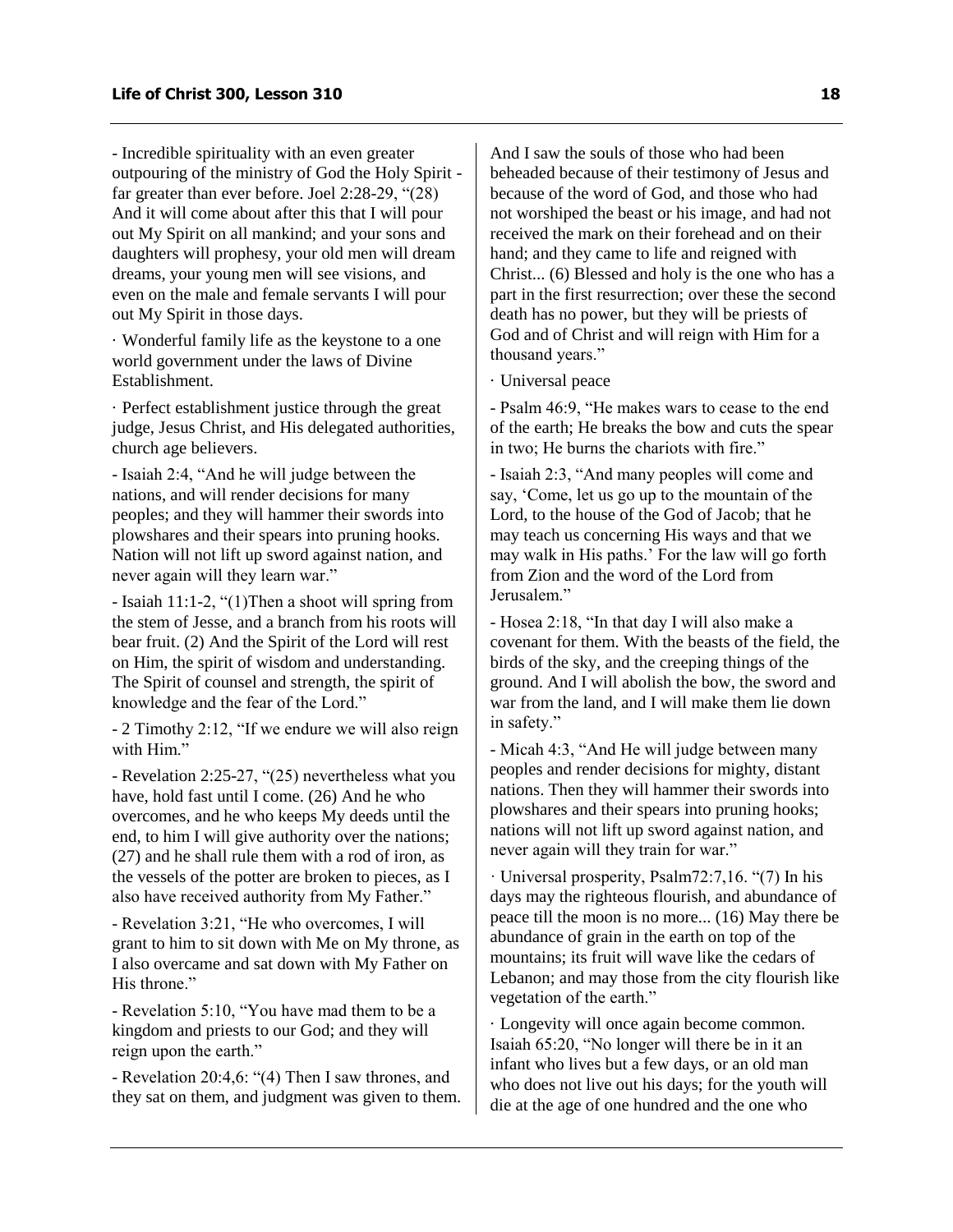- Incredible spirituality with an even greater outpouring of the ministry of God the Holy Spirit - far greater than ever before. Joel 2:28-29, "(28) And it will come about after this that I will pour out My Spirit on all mankind; and your sons and daughters will prophesy, your old men will dream dreams, your young men will see visions, and even on the male and female servants I will pour out My Spirit in those days.

· Wonderful family life as the keystone to a one world government under the laws of Divine Establishment.

· Perfect establishment justice through the great judge, Jesus Christ, and His delegated authorities, church age believers.

- Isaiah 2:4, "And he will judge between the nations, and will render decisions for many peoples; and they will hammer their swords into plowshares and their spears into pruning hooks. Nation will not lift up sword against nation, and never again will they learn war."

- Isaiah 11:1-2, "(1)Then a shoot will spring from the stem of Jesse, and a branch from his roots will bear fruit. (2) And the Spirit of the Lord will rest on Him, the spirit of wisdom and understanding. The Spirit of counsel and strength, the spirit of knowledge and the fear of the Lord."

- 2 Timothy 2:12, "If we endure we will also reign with Him."

- Revelation 2:25-27, "(25) nevertheless what you have, hold fast until I come. (26) And he who overcomes, and he who keeps My deeds until the end, to him I will give authority over the nations; (27) and he shall rule them with a rod of iron, as the vessels of the potter are broken to pieces, as I also have received authority from My Father."

- Revelation 3:21, "He who overcomes, I will grant to him to sit down with Me on My throne, as I also overcame and sat down with My Father on His throne."

- Revelation 5:10, "You have mad them to be a kingdom and priests to our God; and they will reign upon the earth."

- Revelation 20:4,6: "(4) Then I saw thrones, and they sat on them, and judgment was given to them. And I saw the souls of those who had been beheaded because of their testimony of Jesus and because of the word of God, and those who had not worshiped the beast or his image, and had not received the mark on their forehead and on their hand; and they came to life and reigned with Christ... (6) Blessed and holy is the one who has a part in the first resurrection; over these the second death has no power, but they will be priests of God and of Christ and will reign with Him for a thousand years."

· Universal peace

- Psalm 46:9, "He makes wars to cease to the end of the earth; He breaks the bow and cuts the spear in two; He burns the chariots with fire."

- Isaiah 2:3, "And many peoples will come and say, 'Come, let us go up to the mountain of the Lord, to the house of the God of Jacob; that he may teach us concerning His ways and that we may walk in His paths.' For the law will go forth from Zion and the word of the Lord from Jerusalem."

- Hosea 2:18, "In that day I will also make a covenant for them. With the beasts of the field, the birds of the sky, and the creeping things of the ground. And I will abolish the bow, the sword and war from the land, and I will make them lie down in safety."

- Micah 4:3, "And He will judge between many peoples and render decisions for mighty, distant nations. Then they will hammer their swords into plowshares and their spears into pruning hooks; nations will not lift up sword against nation, and never again will they train for war."

· Universal prosperity, Psalm72:7,16. "(7) In his days may the righteous flourish, and abundance of peace till the moon is no more... (16) May there be abundance of grain in the earth on top of the mountains; its fruit will wave like the cedars of Lebanon; and may those from the city flourish like vegetation of the earth."

· Longevity will once again become common. Isaiah 65:20, "No longer will there be in it an infant who lives but a few days, or an old man who does not live out his days; for the youth will die at the age of one hundred and the one who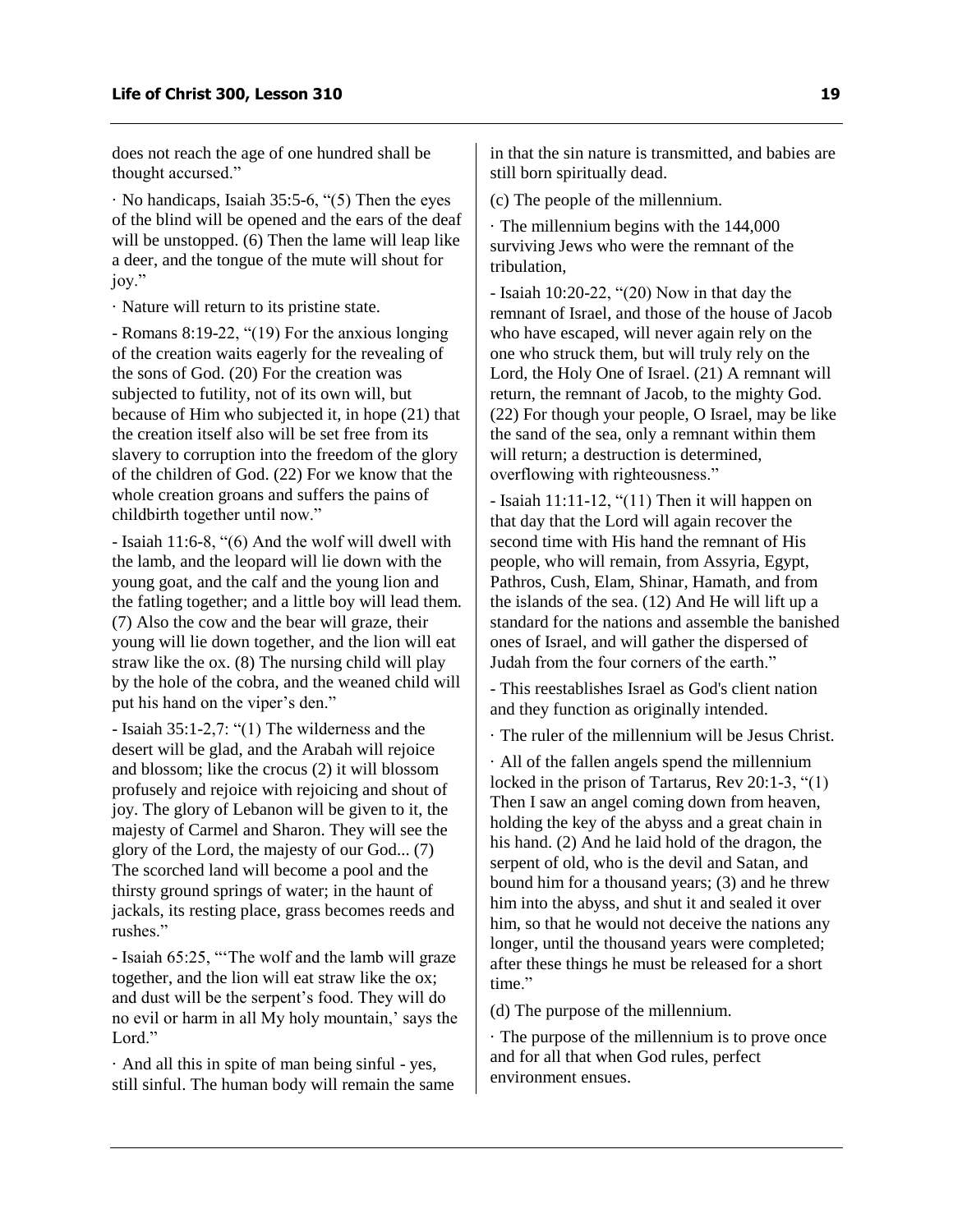does not reach the age of one hundred shall be thought accursed."

· No handicaps, Isaiah 35:5-6, "(5) Then the eyes of the blind will be opened and the ears of the deaf will be unstopped. (6) Then the lame will leap like a deer, and the tongue of the mute will shout for joy."

· Nature will return to its pristine state.

- Romans 8:19-22, "(19) For the anxious longing of the creation waits eagerly for the revealing of the sons of God. (20) For the creation was subjected to futility, not of its own will, but because of Him who subjected it, in hope (21) that the creation itself also will be set free from its slavery to corruption into the freedom of the glory of the children of God. (22) For we know that the whole creation groans and suffers the pains of childbirth together until now."

- Isaiah 11:6-8, "(6) And the wolf will dwell with the lamb, and the leopard will lie down with the young goat, and the calf and the young lion and the fatling together; and a little boy will lead them. (7) Also the cow and the bear will graze, their young will lie down together, and the lion will eat straw like the ox. (8) The nursing child will play by the hole of the cobra, and the weaned child will put his hand on the viper's den."

- Isaiah 35:1-2,7: "(1) The wilderness and the desert will be glad, and the Arabah will rejoice and blossom; like the crocus (2) it will blossom profusely and rejoice with rejoicing and shout of joy. The glory of Lebanon will be given to it, the majesty of Carmel and Sharon. They will see the glory of the Lord, the majesty of our God... (7) The scorched land will become a pool and the thirsty ground springs of water; in the haunt of jackals, its resting place, grass becomes reeds and rushes."

- Isaiah 65:25, "'The wolf and the lamb will graze together, and the lion will eat straw like the ox; and dust will be the serpent's food. They will do no evil or harm in all My holy mountain,' says the Lord."

· And all this in spite of man being sinful - yes, still sinful. The human body will remain the same in that the sin nature is transmitted, and babies are still born spiritually dead.

(c) The people of the millennium.

· The millennium begins with the 144,000 surviving Jews who were the remnant of the tribulation,

- Isaiah 10:20-22, "(20) Now in that day the remnant of Israel, and those of the house of Jacob who have escaped, will never again rely on the one who struck them, but will truly rely on the Lord, the Holy One of Israel. (21) A remnant will return, the remnant of Jacob, to the mighty God. (22) For though your people, O Israel, may be like the sand of the sea, only a remnant within them will return; a destruction is determined, overflowing with righteousness."

- Isaiah 11:11-12, "(11) Then it will happen on that day that the Lord will again recover the second time with His hand the remnant of His people, who will remain, from Assyria, Egypt, Pathros, Cush, Elam, Shinar, Hamath, and from the islands of the sea. (12) And He will lift up a standard for the nations and assemble the banished ones of Israel, and will gather the dispersed of Judah from the four corners of the earth."

- This reestablishes Israel as God's client nation and they function as originally intended.

· The ruler of the millennium will be Jesus Christ.

· All of the fallen angels spend the millennium locked in the prison of Tartarus, Rev 20:1-3, "(1) Then I saw an angel coming down from heaven, holding the key of the abyss and a great chain in his hand. (2) And he laid hold of the dragon, the serpent of old, who is the devil and Satan, and bound him for a thousand years; (3) and he threw him into the abyss, and shut it and sealed it over him, so that he would not deceive the nations any longer, until the thousand years were completed; after these things he must be released for a short time."

(d) The purpose of the millennium.

· The purpose of the millennium is to prove once and for all that when God rules, perfect environment ensues.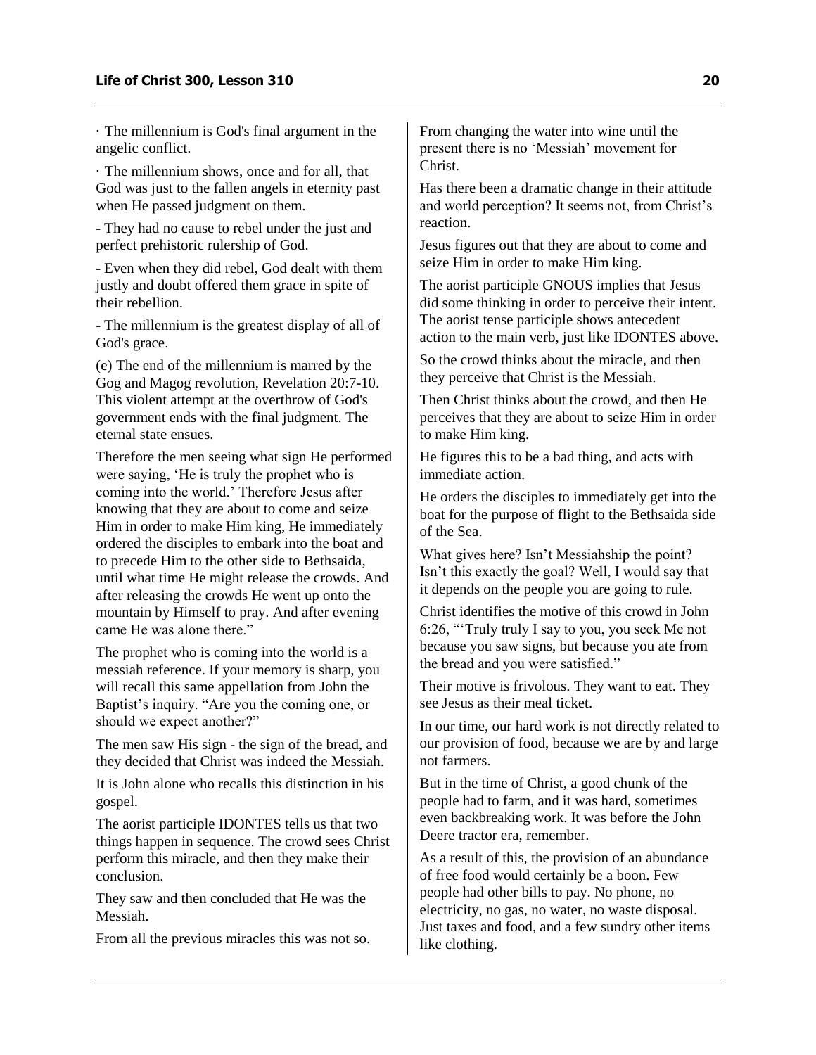· The millennium is God's final argument in the angelic conflict.

· The millennium shows, once and for all, that God was just to the fallen angels in eternity past when He passed judgment on them.

- They had no cause to rebel under the just and perfect prehistoric rulership of God.

- Even when they did rebel, God dealt with them justly and doubt offered them grace in spite of their rebellion.

- The millennium is the greatest display of all of God's grace.

(e) The end of the millennium is marred by the Gog and Magog revolution, Revelation 20:7-10. This violent attempt at the overthrow of God's government ends with the final judgment. The eternal state ensues.

Therefore the men seeing what sign He performed were saying, 'He is truly the prophet who is coming into the world.' Therefore Jesus after knowing that they are about to come and seize Him in order to make Him king, He immediately ordered the disciples to embark into the boat and to precede Him to the other side to Bethsaida, until what time He might release the crowds. And after releasing the crowds He went up onto the mountain by Himself to pray. And after evening came He was alone there."

The prophet who is coming into the world is a messiah reference. If your memory is sharp, you will recall this same appellation from John the Baptist's inquiry. "Are you the coming one, or should we expect another?"

The men saw His sign - the sign of the bread, and they decided that Christ was indeed the Messiah.

It is John alone who recalls this distinction in his gospel.

The aorist participle IDONTES tells us that two things happen in sequence. The crowd sees Christ perform this miracle, and then they make their conclusion.

They saw and then concluded that He was the Messiah.

From all the previous miracles this was not so.

From changing the water into wine until the present there is no 'Messiah' movement for Christ.

Has there been a dramatic change in their attitude and world perception? It seems not, from Christ's reaction.

Jesus figures out that they are about to come and seize Him in order to make Him king.

The aorist participle GNOUS implies that Jesus did some thinking in order to perceive their intent. The aorist tense participle shows antecedent action to the main verb, just like IDONTES above.

So the crowd thinks about the miracle, and then they perceive that Christ is the Messiah.

Then Christ thinks about the crowd, and then He perceives that they are about to seize Him in order to make Him king.

He figures this to be a bad thing, and acts with immediate action.

He orders the disciples to immediately get into the boat for the purpose of flight to the Bethsaida side of the Sea.

What gives here? Isn't Messiahship the point? Isn't this exactly the goal? Well, I would say that it depends on the people you are going to rule.

Christ identifies the motive of this crowd in John 6:26, "'Truly truly I say to you, you seek Me not because you saw signs, but because you ate from the bread and you were satisfied."

Their motive is frivolous. They want to eat. They see Jesus as their meal ticket.

In our time, our hard work is not directly related to our provision of food, because we are by and large not farmers.

But in the time of Christ, a good chunk of the people had to farm, and it was hard, sometimes even backbreaking work. It was before the John Deere tractor era, remember.

As a result of this, the provision of an abundance of free food would certainly be a boon. Few people had other bills to pay. No phone, no electricity, no gas, no water, no waste disposal. Just taxes and food, and a few sundry other items like clothing.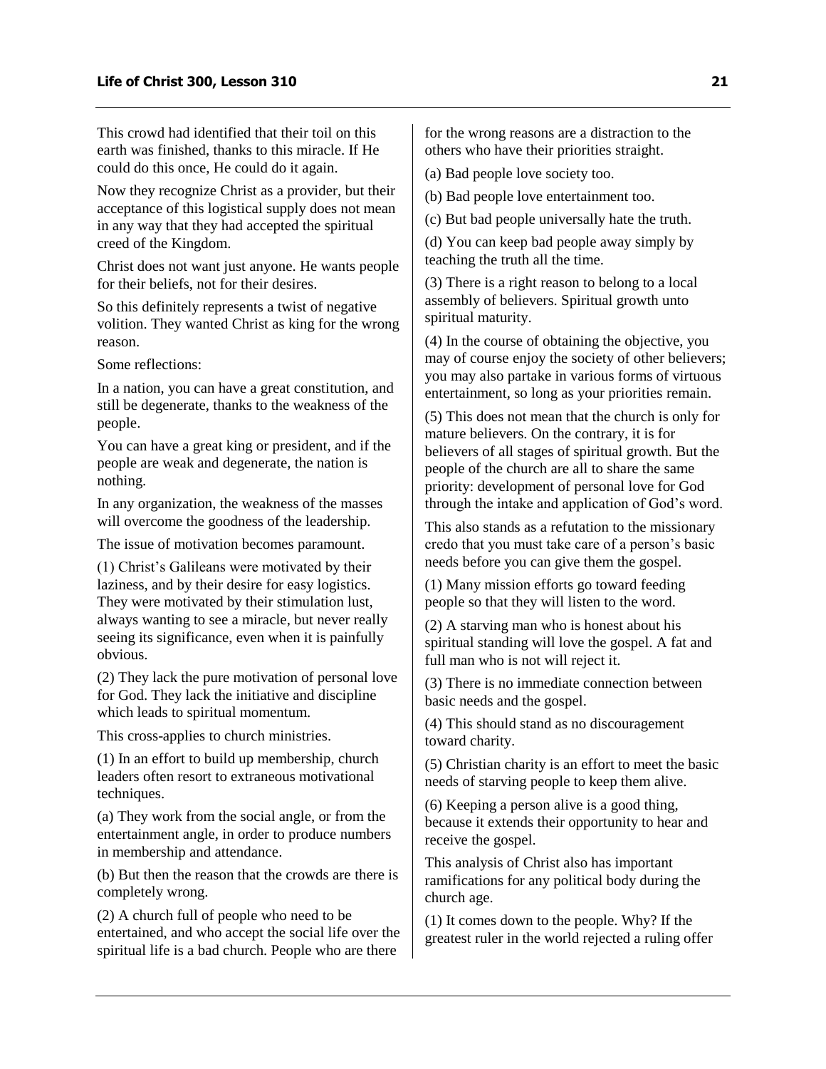This crowd had identified that their toil on this earth was finished, thanks to this miracle. If He could do this once, He could do it again.

Now they recognize Christ as a provider, but their acceptance of this logistical supply does not mean in any way that they had accepted the spiritual creed of the Kingdom.

Christ does not want just anyone. He wants people for their beliefs, not for their desires.

So this definitely represents a twist of negative volition. They wanted Christ as king for the wrong reason.

Some reflections:

In a nation, you can have a great constitution, and still be degenerate, thanks to the weakness of the people.

You can have a great king or president, and if the people are weak and degenerate, the nation is nothing.

In any organization, the weakness of the masses will overcome the goodness of the leadership.

The issue of motivation becomes paramount.

(1) Christ's Galileans were motivated by their laziness, and by their desire for easy logistics. They were motivated by their stimulation lust, always wanting to see a miracle, but never really seeing its significance, even when it is painfully obvious.

(2) They lack the pure motivation of personal love for God. They lack the initiative and discipline which leads to spiritual momentum.

This cross-applies to church ministries.

(1) In an effort to build up membership, church leaders often resort to extraneous motivational techniques.

(a) They work from the social angle, or from the entertainment angle, in order to produce numbers in membership and attendance.

(b) But then the reason that the crowds are there is completely wrong.

(2) A church full of people who need to be entertained, and who accept the social life over the spiritual life is a bad church. People who are there for the wrong reasons are a distraction to the others who have their priorities straight.

(a) Bad people love society too.

(b) Bad people love entertainment too.

(c) But bad people universally hate the truth.

(d) You can keep bad people away simply by teaching the truth all the time.

(3) There is a right reason to belong to a local assembly of believers. Spiritual growth unto spiritual maturity.

(4) In the course of obtaining the objective, you may of course enjoy the society of other believers; you may also partake in various forms of virtuous entertainment, so long as your priorities remain.

(5) This does not mean that the church is only for mature believers. On the contrary, it is for believers of all stages of spiritual growth. But the people of the church are all to share the same priority: development of personal love for God through the intake and application of God's word.

This also stands as a refutation to the missionary credo that you must take care of a person's basic needs before you can give them the gospel.

(1) Many mission efforts go toward feeding people so that they will listen to the word.

(2) A starving man who is honest about his spiritual standing will love the gospel. A fat and full man who is not will reject it.

(3) There is no immediate connection between basic needs and the gospel.

(4) This should stand as no discouragement toward charity.

(5) Christian charity is an effort to meet the basic needs of starving people to keep them alive.

(6) Keeping a person alive is a good thing, because it extends their opportunity to hear and receive the gospel.

This analysis of Christ also has important ramifications for any political body during the church age.

(1) It comes down to the people. Why? If the greatest ruler in the world rejected a ruling offer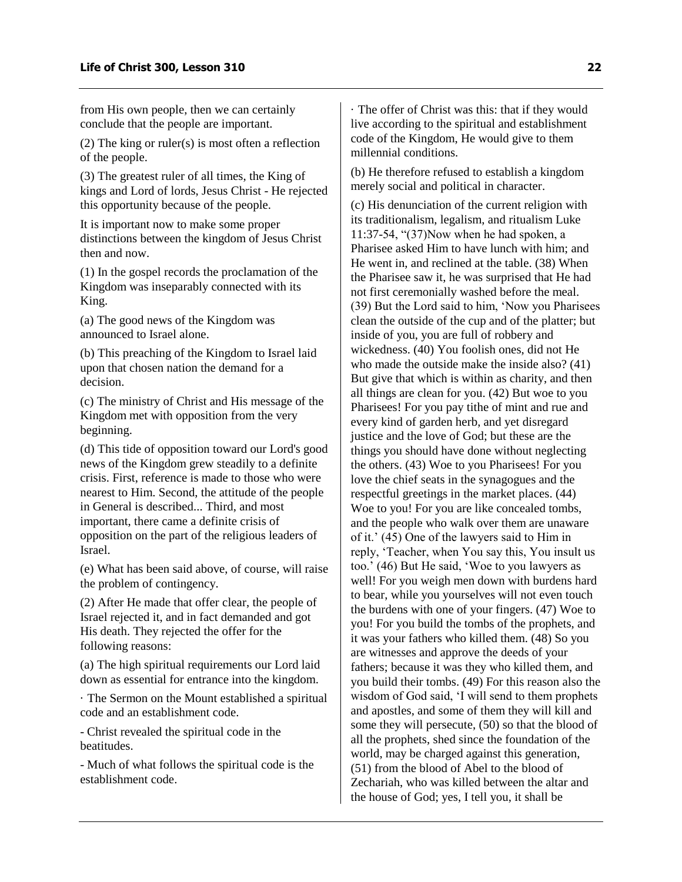from His own people, then we can certainly conclude that the people are important.

(2) The king or ruler(s) is most often a reflection of the people.

(3) The greatest ruler of all times, the King of kings and Lord of lords, Jesus Christ - He rejected this opportunity because of the people.

It is important now to make some proper distinctions between the kingdom of Jesus Christ then and now.

(1) In the gospel records the proclamation of the Kingdom was inseparably connected with its King.

(a) The good news of the Kingdom was announced to Israel alone.

(b) This preaching of the Kingdom to Israel laid upon that chosen nation the demand for a decision.

(c) The ministry of Christ and His message of the Kingdom met with opposition from the very beginning.

(d) This tide of opposition toward our Lord's good news of the Kingdom grew steadily to a definite crisis. First, reference is made to those who were nearest to Him. Second, the attitude of the people in General is described... Third, and most important, there came a definite crisis of opposition on the part of the religious leaders of Israel.

(e) What has been said above, of course, will raise the problem of contingency.

(2) After He made that offer clear, the people of Israel rejected it, and in fact demanded and got His death. They rejected the offer for the following reasons:

(a) The high spiritual requirements our Lord laid down as essential for entrance into the kingdom.

· The Sermon on the Mount established a spiritual code and an establishment code.

- Christ revealed the spiritual code in the beatitudes.

- Much of what follows the spiritual code is the establishment code.

· The offer of Christ was this: that if they would live according to the spiritual and establishment code of the Kingdom, He would give to them millennial conditions.

(b) He therefore refused to establish a kingdom merely social and political in character.

(c) His denunciation of the current religion with its traditionalism, legalism, and ritualism Luke 11:37-54, "(37)Now when he had spoken, a Pharisee asked Him to have lunch with him; and He went in, and reclined at the table. (38) When the Pharisee saw it, he was surprised that He had not first ceremonially washed before the meal. (39) But the Lord said to him, 'Now you Pharisees clean the outside of the cup and of the platter; but inside of you, you are full of robbery and wickedness. (40) You foolish ones, did not He who made the outside make the inside also? (41) But give that which is within as charity, and then all things are clean for you. (42) But woe to you Pharisees! For you pay tithe of mint and rue and every kind of garden herb, and yet disregard justice and the love of God; but these are the things you should have done without neglecting the others. (43) Woe to you Pharisees! For you love the chief seats in the synagogues and the respectful greetings in the market places. (44) Woe to you! For you are like concealed tombs, and the people who walk over them are unaware of it.' (45) One of the lawyers said to Him in reply, 'Teacher, when You say this, You insult us too.' (46) But He said, 'Woe to you lawyers as well! For you weigh men down with burdens hard to bear, while you yourselves will not even touch the burdens with one of your fingers. (47) Woe to you! For you build the tombs of the prophets, and it was your fathers who killed them. (48) So you are witnesses and approve the deeds of your fathers; because it was they who killed them, and you build their tombs. (49) For this reason also the wisdom of God said, 'I will send to them prophets and apostles, and some of them they will kill and some they will persecute, (50) so that the blood of all the prophets, shed since the foundation of the world, may be charged against this generation, (51) from the blood of Abel to the blood of Zechariah, who was killed between the altar and the house of God; yes, I tell you, it shall be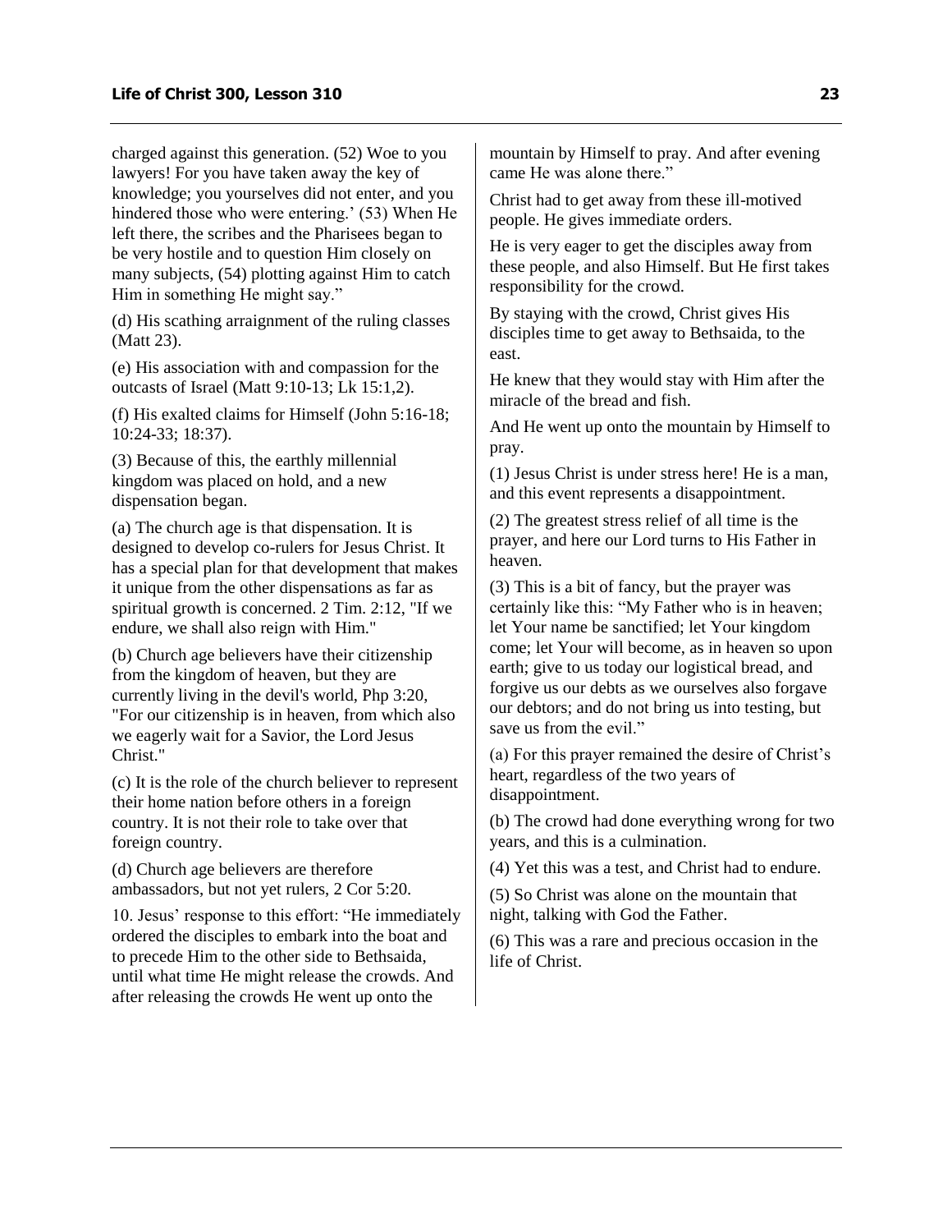charged against this generation. (52) Woe to you lawyers! For you have taken away the key of knowledge; you yourselves did not enter, and you hindered those who were entering.' (53) When He left there, the scribes and the Pharisees began to be very hostile and to question Him closely on many subjects, (54) plotting against Him to catch Him in something He might say."

(d) His scathing arraignment of the ruling classes (Matt 23).

(e) His association with and compassion for the outcasts of Israel (Matt 9:10-13; Lk 15:1,2).

(f) His exalted claims for Himself (John 5:16-18; 10:24-33; 18:37).

(3) Because of this, the earthly millennial kingdom was placed on hold, and a new dispensation began.

(a) The church age is that dispensation. It is designed to develop co-rulers for Jesus Christ. It has a special plan for that development that makes it unique from the other dispensations as far as spiritual growth is concerned. 2 Tim. 2:12, "If we endure, we shall also reign with Him."

(b) Church age believers have their citizenship from the kingdom of heaven, but they are currently living in the devil's world, Php 3:20, "For our citizenship is in heaven, from which also we eagerly wait for a Savior, the Lord Jesus Christ."

(c) It is the role of the church believer to represent their home nation before others in a foreign country. It is not their role to take over that foreign country.

(d) Church age believers are therefore ambassadors, but not yet rulers, 2 Cor 5:20.

10. Jesus' response to this effort: "He immediately ordered the disciples to embark into the boat and to precede Him to the other side to Bethsaida, until what time He might release the crowds. And after releasing the crowds He went up onto the mountain by Himself to pray. And after evening came He was alone there."

Christ had to get away from these ill-motived people. He gives immediate orders.

He is very eager to get the disciples away from these people, and also Himself. But He first takes responsibility for the crowd.

By staying with the crowd, Christ gives His disciples time to get away to Bethsaida, to the east.

He knew that they would stay with Him after the miracle of the bread and fish.

And He went up onto the mountain by Himself to pray.

(1) Jesus Christ is under stress here! He is a man, and this event represents a disappointment.

(2) The greatest stress relief of all time is the prayer, and here our Lord turns to His Father in heaven.

(3) This is a bit of fancy, but the prayer was certainly like this: "My Father who is in heaven; let Your name be sanctified; let Your kingdom come; let Your will become, as in heaven so upon earth; give to us today our logistical bread, and forgive us our debts as we ourselves also forgave our debtors; and do not bring us into testing, but save us from the evil."

(a) For this prayer remained the desire of Christ's heart, regardless of the two years of disappointment.

(b) The crowd had done everything wrong for two years, and this is a culmination.

(4) Yet this was a test, and Christ had to endure.

(5) So Christ was alone on the mountain that night, talking with God the Father.

(6) This was a rare and precious occasion in the life of Christ.